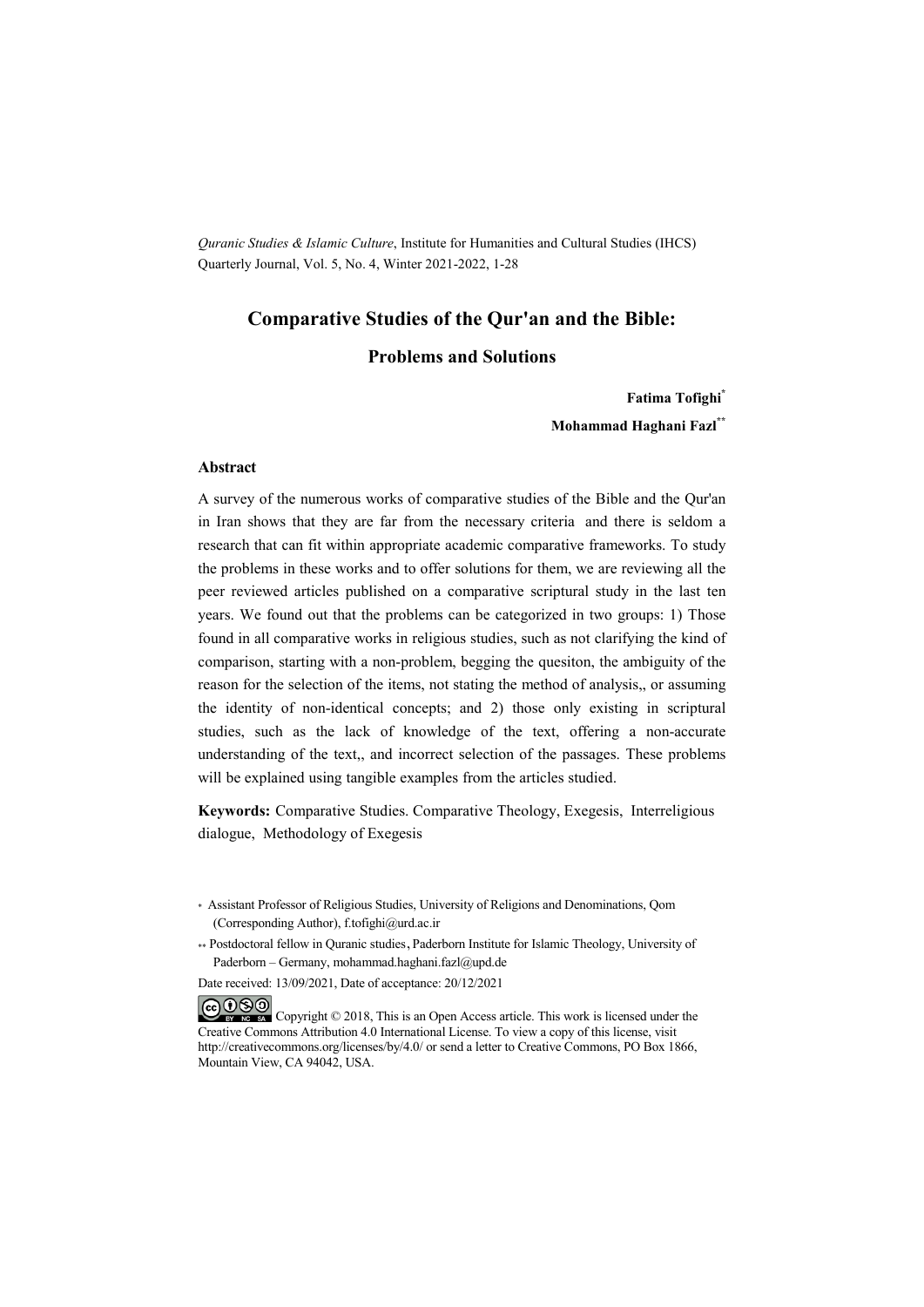*Quranic Studies & Islamic Culture*, Institute for Humanities and Cultural Studies (IHCS) Quarterly Journal, Vol. 5, No. 4, Winter 2021-2022, 1-28

# Comparative Studies of the Qur'an and the Bible:

## Problems and Solutions

**Fatima Tofighi**[*]

**Mohammad Haghani Fazl**[**]

### Abstract

A survey of the numerous works of comparative studies of the Bible and the Qur'an in Iran shows that they are far from the necessary criteria and there is seldom a research that can fit within appropriate academic comparative frameworks. To study the problems in these works and to offer solutions for them, we are reviewing all the peer reviewed articles published on a comparative scriptural study in the last ten years. We found out that the problems can be categorized in two groups: 1) Those found in all comparative works in religious studies, such as not clarifying the kind of comparison, starting with a non-problem, begging the quesiton, the ambiguity of the reason for the selection of the items, not stating the method of analysis,, or assuming the identity of non-identical concepts; and 2) those only existing in scriptural studies, such as the lack of knowledge of the text, offering a non-accurate understanding of the text,, and incorrect selection of the passages. These problems will be explained using tangible examples from the articles studied.

**Keywords:** Comparative Studies. Comparative Theology, Exegesis, Interreligious dialogue, Methodology of Exegesis

[*] Assistant Professor of Religious Studies, University of Religions and Denominations, Qom (Corresponding Author), f.tofighi@urd.ac.ir

[**] Postdoctoral fellow in Quranic studies, Paderborn Institute for Islamic Theology, University of Paderborn – Germany, mohammad.haghani.fazl@upd.de

Date received: 13/09/2021, Date of acceptance: 20/12/2021

Copyright © 2018, This is an Open Access article. This work is licensed under the Creative Commons Attribution 4.0 International License. To view a copy of this license, visit http://creativecommons.org/licenses/by/4.0/ or send a letter to Creative Commons, PO Box 1866, Mountain View, CA 94042, USA.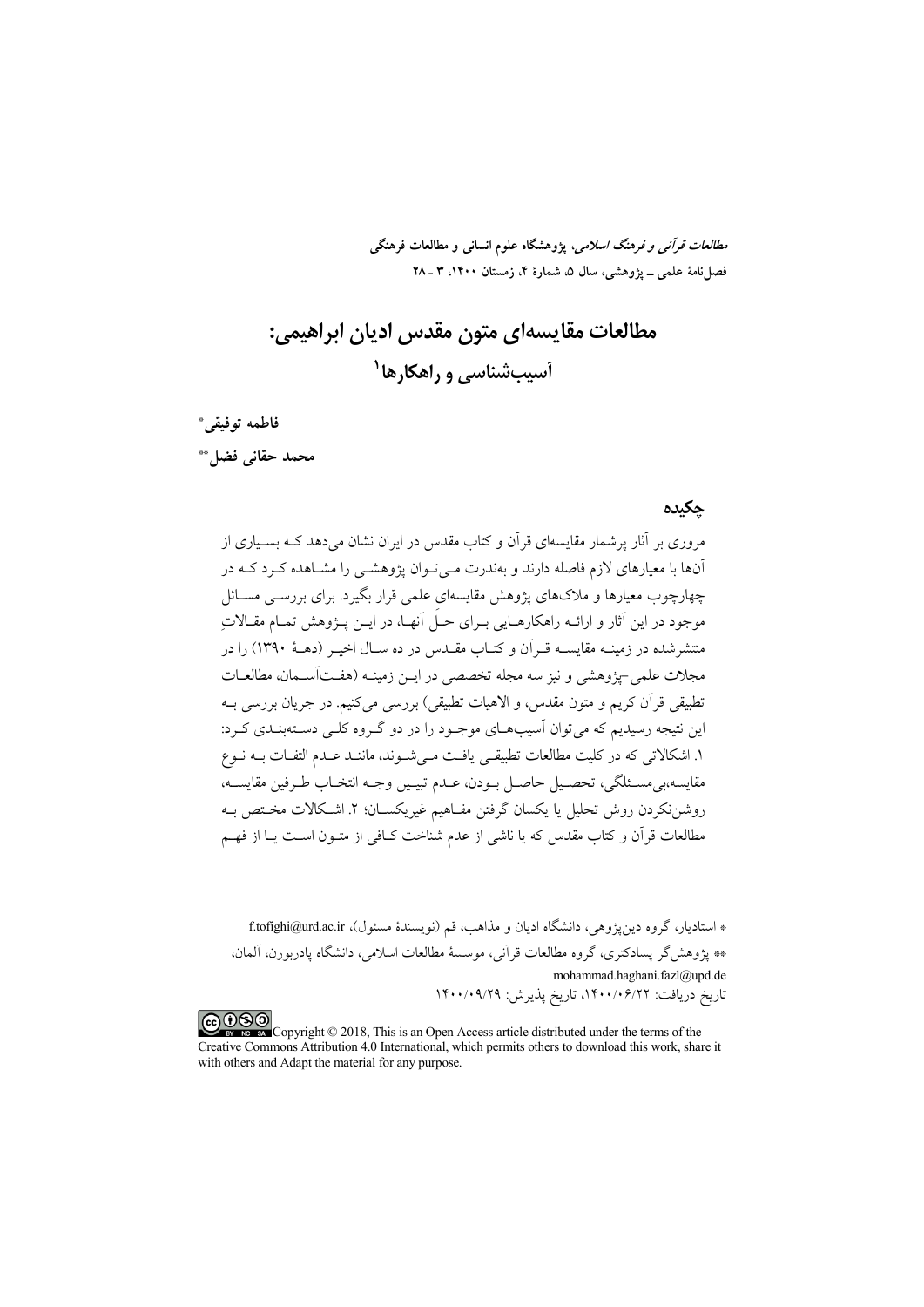# مطالعات مقایسه‌ای متون مقدس ادیان ابراهیمی: آسیب‌شناسی و راهکارها[1]

**فاطمه توفیقی***

**محمد حقانی فضل****

## چکیده

مروری بر آثار پرشمار مقایسه‌ای قرآن و کتاب مقدس در ایران نشان می‌دهد که بسیاری از آن‌ها با معیارهای لازم فاصله دارند و به‌ندرت می‌توان پژوهشی را مشاهده کرد که در چهارچوب معیارها و ملاک‌های پژوهش مقایسه‌ای علمی قرار بگیرد. برای بررسی مسائل موجود در این آثار و ارائه راهکارهایی برای حلِ آنها، در این پژوهش تمام مقالاتِ منتشرشده در زمینه مقایسه قرآن و کتاب مقدس در ده سال اخیر (دهۀ ۱۳۹۰) را در مجلات علمی-پژوهشی و نیز سه مجله تخصصی در این زمینه (هفت‌آسمان، مطالعات تطبیقی قرآن کریم و متون مقدس، و الاهیات تطبیقی) بررسی می‌کنیم. در جریان بررسی به این نتیجه رسیدیم که می‌توان آسیب‌های موجود را در دو گروه کلی دسته‌بندی کرد: ۱. اشکالاتی که در کلیت مطالعات تطبیقی یافت می‌شوند، مانند عدم التفات به نوع مقایسه،بی‌مسئلگی، تحصیل حاصل بودن، عدم تبیین وجه انتخاب طرفین مقایسه، روشن‌نکردن روش تحلیل یا یکسان گرفتن مفاهیم غیریکسان؛ ۲. اشکالات مختص به مطالعات قرآن و کتاب مقدس که یا ناشی از عدم شناخت کافی از متون است یا از فهم

---

* استادیار، گروه دین‌پژوهی، دانشگاه ادیان و مذاهب، قم (نویسندۀ مسئول)، f.tofighi@urd.ac.ir

** پژوهش‌گر پسادکتری، گروه مطالعات قرآنی، موسسۀ مطالعات اسلامی، دانشگاه پادربورن، آلمان، mohammad.haghani.fazl@upd.de

تاریخ دریافت: ۱۴۰۰/۰۶/۲۲، تاریخ پذیرش: ۱۴۰۰/۰۹/۲۹

Copyright © 2018, This is an Open Access article distributed under the terms of the Creative Commons Attribution 4.0 International, which permits others to download this work, share it with others and Adapt the material for any purpose.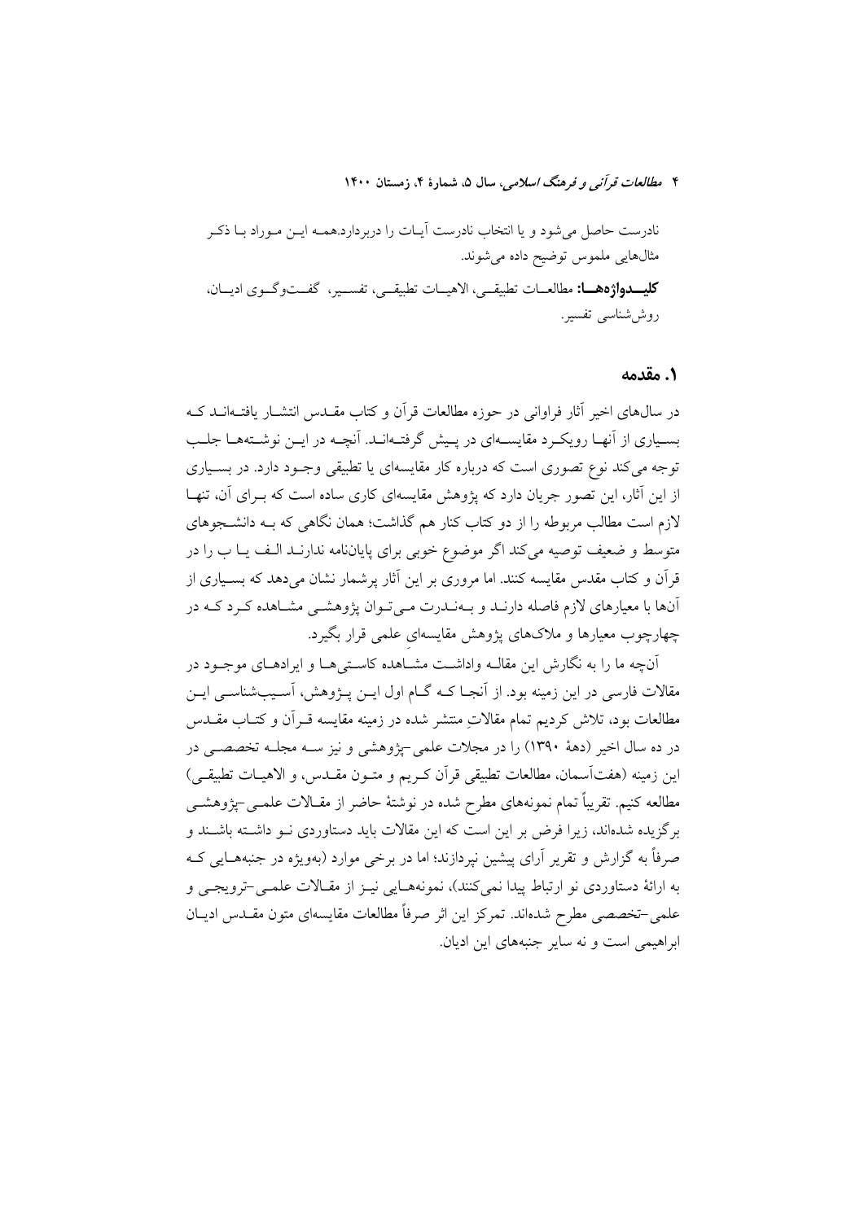نادرست حاصل می‌شود و یا انتخاب نادرست آیـات را دربردارد.همـه ایـن مـوارد بـا ذکـر مثال‌هایی ملموس توضیح داده می‌شوند.

**کلیـــدواژه‌هـــا:** مطالعـات تطبیقـی، الاهیـات تطبیقـی، تفسـیر، گفـت‌وگـوی ادیـان، روش‌شناسی تفسیر.

## ۱. مقدمه

در سال‌های اخیر آثار فراوانی در حوزه مطالعات قرآن و کتاب مقـدس انتشـار یافتـه‌انـد کـه بسـیاری از آنهـا رویکـرد مقایسـه‌ای در پـیش گرفتـه‌انـد. آنچـه در ایـن نوشـته‌هـا جلـب توجه می‌کند نوع تصوری است که درباره کار مقایسه‌ای یا تطبیقی وجـود دارد. در بسـیاری از این آثار، این تصور جریان دارد که پژوهش مقایسه‌ای کاری ساده است که بـرای آن، تنهـا لازم است مطالب مربوطه را از دو کتاب کنار هم گذاشت؛ همان نگاهی که بـه دانشـجوهای متوسط و ضعیف توصیه می‌کند اگر موضوع خوبی برای پایان‌نامه ندارنـد الـف یـا ب را در قرآن و کتاب مقدس مقایسه کنند. اما مروری بر این آثار پرشمار نشان می‌دهد که بسـیاری از آن‌ها با معیارهای لازم فاصله دارنـد و بـه‌نـدرت مـی‌تـوان پژوهشـی مشـاهده کـرد کـه در چهارچوب معیارها و ملاک‌های پژوهش مقایسه‌ایِ علمی قرار بگیرد.

آنچه ما را به نگارش این مقالـه واداشـت مشـاهده کاسـتی‌هـا و ایرادهـای موجـود در مقالات فارسی در این زمینه بود. از آنجـا کـه گـام اول ایـن پـژوهش، آسـیب‌شناسـی ایـن مطالعات بود، تلاش کردیم تمام مقالاتِ منتشر شده در زمینه مقایسه قـرآن و کتـاب مقـدس در ده سال اخیر (دههٔ ۱۳۹۰) را در مجلات علمی–پژوهشی و نیز سـه مجلـه تخصصـی در این زمینه (هفت‌آسمان، مطالعات تطبیقی قرآن کـریم و متـون مقـدس، و الاهیـات تطبیقـی) مطالعه کنیم. تقریباً تمام نمونه‌های مطرح شده در نوشتهٔ حاضر از مقـالات علمـی–پژوهشـی برگزیده شده‌اند، زیرا فرض بر این است که این مقالات باید دستاوردی نـو داشـته باشـند و صرفاً به گزارش و تقریر آرای پیشین نپردازند؛ اما در برخی موارد (به‌ویژه در جنبه‌هـایی کـه به ارائهٔ دستاوردی نو ارتباط پیدا نمی‌کنند)، نمونه‌هـایی نیـز از مقـالات علمـی–ترویجـی و علمی–تخصصی مطرح شده‌اند. تمرکز این اثر صرفاً مطالعات مقایسه‌ای متون مقـدس ادیـان ابراهیمی است و نه سایر جنبه‌های این ادیان.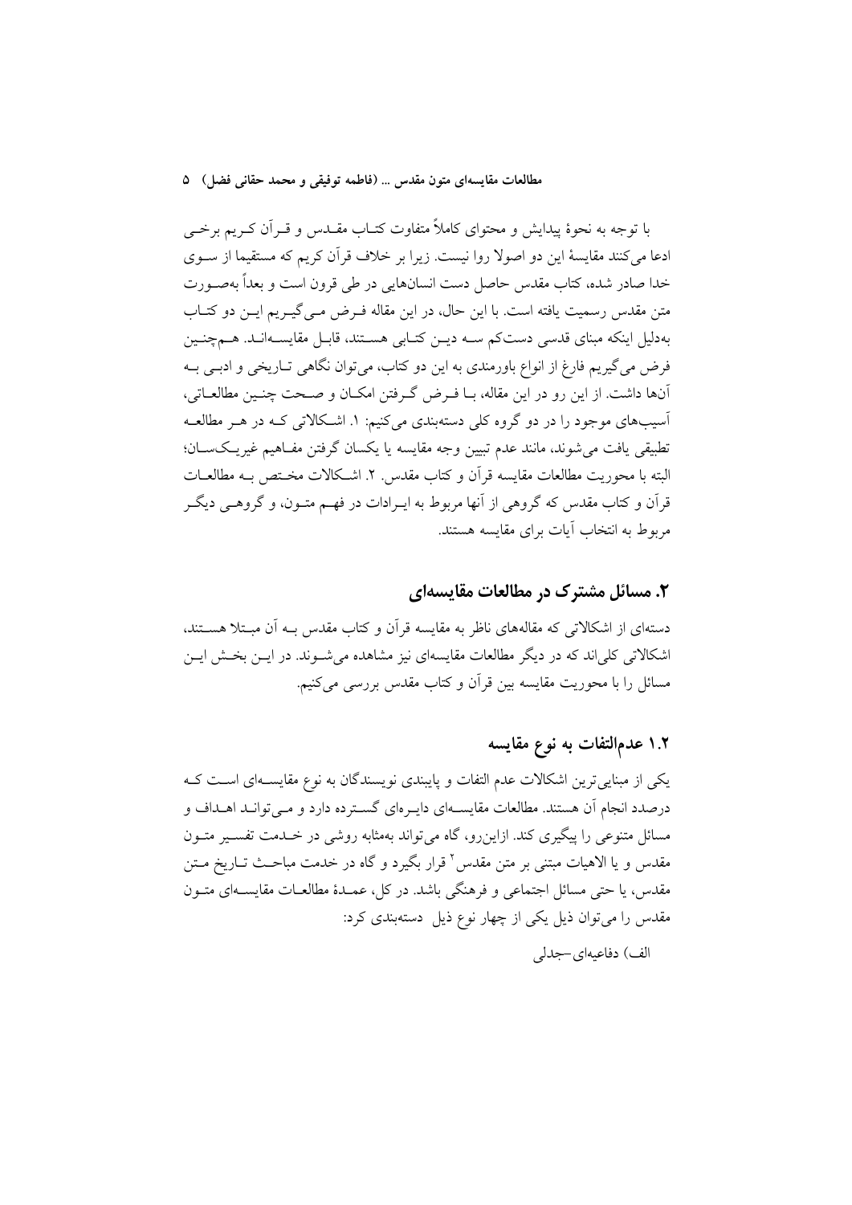با توجه به نحوهٔ پیدایش و محتوای کاملاً متفاوت کتاب مقدس و قرآن کریم برخی ادعا می‌کنند مقایسهٔ این دو اصولا روا نیست. زیرا بر خلاف قرآن کریم که مستقیما از سوی خدا صادر شده، کتاب مقدس حاصل دست انسان‌هایی در طی قرون است و بعداً به‌صورت متن مقدس رسمیت یافته است. با این حال، در این مقاله فرض می‌گیریم این دو کتاب به‌دلیل اینکه مبنای قدسی دست‌کم سه دین کتابی هستند، قابل مقایسه‌اند. هم‌چنین فرض می‌گیریم فارغ از انواع باورمندی به این دو کتاب، می‌توان نگاهی تاریخی و ادبی به آن‌ها داشت. از این رو در این مقاله، با فرض گرفتن امکان و صحت چنین مطالعاتی، آسیب‌های موجود را در دو گروه کلی دسته‌بندی می‌کنیم: ۱. اشکالاتی که در هر مطالعه تطبیقی یافت می‌شوند، مانند عدم تبیین وجه مقایسه یا یکسان گرفتن مفاهیم غیریکسان؛ البته با محوریت مطالعات مقایسه قرآن و کتاب مقدس. ۲. اشکالات مختص به مطالعات قرآن و کتاب مقدس که گروهی از آنها مربوط به ایرادات در فهم متون، و گروهی دیگر مربوط به انتخاب آیات برای مقایسه هستند.

## ۲. مسائل مشترک در مطالعات مقایسه‌ای

دسته‌ای از اشکالاتی که مقاله‌های ناظر به مقایسه قرآن و کتاب مقدس به آن مبتلا هستند، اشکالاتی کلی‌اند که در دیگر مطالعات مقایسه‌ای نیز مشاهده می‌شوند. در این بخش این مسائل را با محوریت مقایسه بین قرآن و کتاب مقدس بررسی می‌کنیم.

### ۱.۲ عدم‌التفات به نوع مقایسه

یکی از مبنایی‌ترین اشکالات عدم التفات و پایبندی نویسندگان به نوع مقایسه‌ای است که درصدد انجام آن هستند. مطالعات مقایسه‌ای دایره‌ای گسترده دارد و می‌تواند اهداف و مسائل متنوعی را پیگیری کند. ازاین‌رو، گاه می‌تواند به‌مثابه روشی در خدمت تفسیر متون مقدس و یا الاهیات مبتنی بر متن مقدس[۲] قرار بگیرد و گاه در خدمت مباحث تاریخ متن مقدس، یا حتی مسائل اجتماعی و فرهنگی باشد. در کل، عمدهٔ مطالعات مقایسه‌ای متون مقدس را می‌توان ذیل یکی از چهار نوع ذیل دسته‌بندی کرد:

الف) دفاعیه‌ای-جدلی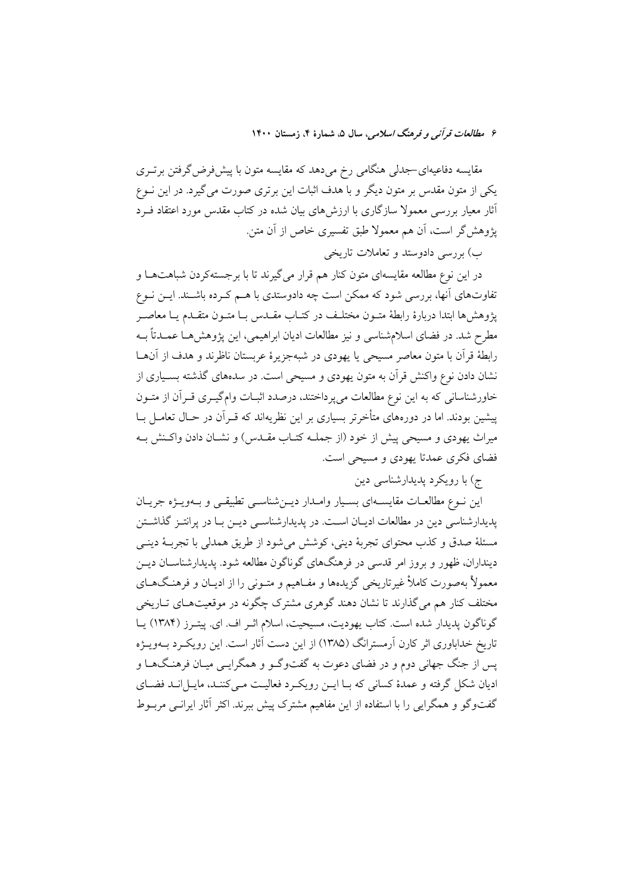مقایسه دفاعیه‌ای-جدلی هنگامی رخ می‌دهد که مقایسه متون با پیش‌فرض‌گرفتن برتری یکی از متون مقدس بر متون دیگر و با هدف اثبات این برتری صورت می‌گیرد. در این نوع آثار معیار بررسی معمولا سازگاری با ارزش‌های بیان شده در کتاب مقدس مورد اعتقاد فرد پژوهش‌گر است، آن هم معمولا طبق تفسیری خاص از آن متن.

ب) بررسی دادوستد و تعاملات تاریخی

در این نوع مطالعه مقایسه‌ای متون کنار هم قرار می‌گیرند تا با برجسته‌کردن شباهت‌ها و تفاوت‌های آنها، بررسی شود که ممکن است چه دادوستدی با هم کرده باشند. این نوع پژوهش‌ها ابتدا دربارهٔ رابطهٔ متون مختلف در کتاب مقدس با متون متقدم یا معاصر مطرح شد. در فضای اسلام‌شناسی و نیز مطالعات ادیان ابراهیمی، این پژوهش‌ها عمدتاً به رابطهٔ قرآن با متون معاصر مسیحی یا یهودی در شبه‌جزیرهٔ عربستان ناظرند و هدف از آن‌ها نشان دادن نوع واکنش قرآن به متون یهودی و مسیحی است. در سده‌های گذشته بسیاری از خاورشناسانی که به این نوع مطالعات می‌پرداختند، درصدد اثبات وام‌گیری قرآن از متون پیشین بودند. اما در دوره‌های متأخرتر بسیاری بر این نظریه‌اند که قرآن در حال تعامل با میراث یهودی و مسیحی پیش از خود (از جمله کتاب مقدس) و نشان دادن واکنش به فضای فکری عمدتا یهودی و مسیحی است.

ج) با رویکرد پدیدارشناسی دین

این نوع مطالعات مقایسه‌ای بسیار وامدار دین‌شناسی تطبیقی و به‌ویژه جریان پدیدارشناسی دین در مطالعات ادیان است. در پدیدارشناسی دین با در پرانتز گذاشتن مسئلهٔ صدق و کذب محتوای تجربهٔ دینی، کوشش می‌شود از طریق همدلی با تجربهٔ دینی دینداران، ظهور و بروز امر قدسی در فرهنگ‌های گوناگون مطالعه شود. پدیدارشناسان دین معمولاً به‌صورت کاملاً غیرتاریخی گزیده‌ها و مفاهیم و متونی را از ادیان و فرهنگ‌های مختلف کنار هم می‌گذارند تا نشان دهند گوهری مشترک چگونه در موقعیت‌های تاریخی گوناگون پدیدار شده است. کتاب یهودیت، مسیحیت، اسلام اثر اف. ای. پیترز (۱۳۸۴) یا تاریخ خداباوری اثر کارن آرمسترانگ (۱۳۸۵) از این دست آثار است. این رویکرد به‌ویژه پس از جنگ جهانی دوم و در فضای دعوت به گفت‌وگو و همگرایی میان فرهنگ‌ها و ادیان شکل گرفته و عمدهٔ کسانی که با این رویکرد فعالیت می‌کنند، مایل‌اند فضای گفت‌وگو و همگرایی را با استفاده از این مفاهیم مشترک پیش ببرند. اکثر آثار ایرانی مربوط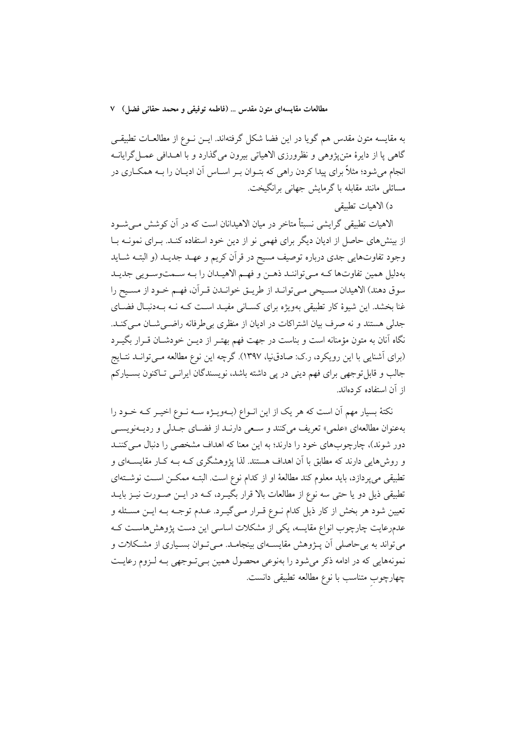به مقایسه متون مقدس هم گویا در این فضا شکل گرفته‌اند. این نوع از مطالعات تطبیقی گاهی پا از دایرهٔ متن‌پژوهی و نظرورزی الاهیاتی بیرون می‌گذارد و با اهدافی عمل‌گرایانه انجام می‌شود؛ مثلاً برای پیدا کردن راهی که بتوان بر اساس آن ادیان را به همکاری در مسائلی مانند مقابله با گرمایش جهانی برانگیخت.

د) الاهیات تطبیقی

الاهیات تطبیقی گرایشی نسبتاً متاخر در میان الاهیدانان است که در آن کوشش می‌شود از بینش‌های حاصل از ادیان دیگر برای فهمی نو از دین خود استفاده کند. برای نمونه با وجود تفاوت‌هایی جدی درباره توصیف مسیح در قرآن کریم و عهد جدید (و البته شاید به‌دلیل همین تفاوت‌ها که می‌توانند ذهن و فهم الاهیدان را به سمت‌وسویی جدید سوق دهند) الاهیدان مسیحی می‌تواند از طریق خواندن قرآن، فهم خود از مسیح را غنا بخشد. این شیوهٔ کار تطبیقی به‌ویژه برای کسانی مفید است که نه به‌دنبال فضای جدلی هستند و نه صرف بیان اشتراکات در ادیان از منظری بی‌طرفانه راضی‌شان می‌کند. نگاه آنان به متون مؤمنانه است و بناست در جهت فهم بهتر از دین خودشان قرار بگیرد (برای آشنایی با این رویکرد، ر.ک: صادق‌نیا، ۱۳۹۷). گرچه این نوع مطالعه می‌تواند نتایج جالب و قابل‌توجهی برای فهم دینی در پی داشته باشد، نویسندگان ایرانی تاکنون بسیارکم از آن استفاده کرده‌اند.

نکتهٔ بسیار مهم آن است که هر یک از این انواع (به‌ویژه سه نوع اخیر که خود را به‌عنوان مطالعه‌ای «علمی» تعریف می‌کنند و سعی دارند از فضای جدلی و ردیه‌نویسی دور شوند)، چارچوب‌های خود را دارند؛ به این معنا که اهداف مشخصی را دنبال می‌کنند و روش‌هایی دارند که مطابق با آن اهداف هستند. لذا پژوهشگری که به کار مقایسه‌ای و تطبیقی می‌پردازد، باید معلوم کند مطالعهٔ او از کدام نوع است. البته ممکن است نوشته‌ای تطبیقی ذیل دو یا حتی سه نوع از مطالعات بالا قرار بگیرد، که در این صورت نیز باید تعیین شود هر بخش از کار ذیل کدام نوع قرار می‌گیرد. عدم توجه به این مسئله و عدم‌رعایت چارچوب انواع مقایسه، یکی از مشکلات اساسی این دست پژوهش‌هاست که می‌تواند به بی‌حاصلی آن پژوهش مقایسه‌ای بینجامد. می‌توان بسیاری از مشکلات و نمونه‌هایی که در ادامه ذکر می‌شود را به‌نوعی محصول همین بی‌توجهی به لزوم رعایت چهارچوبِ متناسب با نوع مطالعه تطبیقی دانست.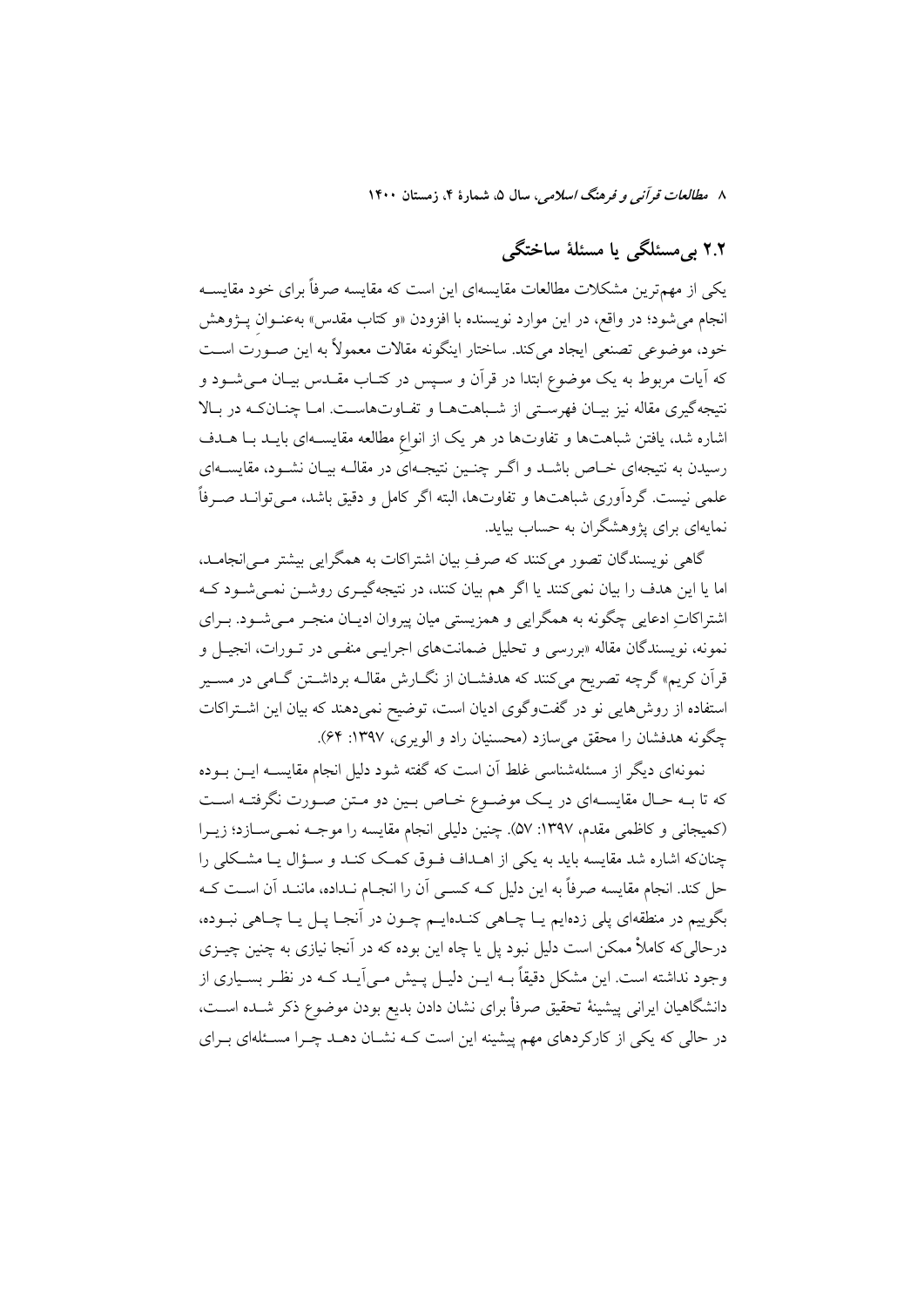## ۲.۲ بی‌مسئلگی یا مسئلهٔ ساختگی

یکی از مهم‌ترین مشکلات مطالعات مقایسه‌ای این است که مقایسه صرفاً برای خود مقایسه انجام می‌شود؛ در واقع، در این موارد نویسنده با افزودن «و کتاب مقدس» به‌عنوانِ پژوهش خود، موضوعی تصنعی ایجاد می‌کند. ساختار اینگونه مقالات معمولاً به این صورت است که آیات مربوط به یک موضوع ابتدا در قرآن و سپس در کتاب مقدس بیان می‌شود و نتیجه‌گیری مقاله نیز بیان فهرستی از شباهت‌ها و تفاوت‌هاست. اما چنان‌که در بالا اشاره شد، یافتن شباهت‌ها و تفاوت‌ها در هر یک از انواعِ مطالعه مقایسه‌ای باید با هدف رسیدن به نتیجه‌ای خاص باشد و اگر چنین نتیجه‌ای در مقاله بیان نشود، مقایسه‌ای علمی نیست. گردآوری شباهت‌ها و تفاوت‌ها، البته اگر کامل و دقیق باشد، می‌تواند صرفاً نمایه‌ای برای پژوهشگران به حساب بیاید.

گاهی نویسندگان تصور می‌کنند که صرفِ بیان اشتراکات به همگرایی بیشتر می‌انجامد، اما یا این هدف را بیان نمی‌کنند یا اگر هم بیان کنند، در نتیجه‌گیری روشن نمی‌شود که اشتراکاتِ ادعایی چگونه به همگرایی و همزیستی میان پیروان ادیان منجر می‌شود. برای نمونه، نویسندگان مقاله «بررسی و تحلیل ضمانت‌های اجرایی منفی در تورات، انجیل و قرآن کریم» گرچه تصریح می‌کنند که هدفشان از نگارش مقاله برداشتن گامی در مسیر استفاده از روش‌هایی نو در گفت‌وگوی ادیان است، توضیح نمی‌دهند که بیان این اشتراکات چگونه هدفشان را محقق می‌سازد (محسنیان راد و الویری، ۱۳۹۷: ۶۴).

نمونه‌ای دیگر از مسئله‌شناسی غلط آن است که گفته شود دلیل انجام مقایسه این بوده که تا به حال مقایسه‌ای در یک موضوع خاص بین دو متن صورت نگرفته است (کمیجانی و کاظمی مقدم، ۱۳۹۷: ۵۷). چنین دلیلی انجام مقایسه را موجه نمی‌سازد؛ زیرا چنان‌که اشاره شد مقایسه باید به یکی از اهداف فوق کمک کند و سؤال یا مشکلی را حل کند. انجام مقایسه صرفاً به این دلیل که کسی آن را انجام نداده، مانند آن است که بگوییم در منطقه‌ای پلی زده‌ایم یا چاهی کنده‌ایم چون در آنجا پل یا چاهی نبوده، درحالی‌که کاملاً ممکن است دلیل نبود پل یا چاه این بوده که در آنجا نیازی به چنین چیزی وجود نداشته است. این مشکل دقیقاً به این دلیل پیش می‌آید که در نظر بسیاری از دانشگاهیان ایرانی پیشینهٔ تحقیق صرفاً برای نشان دادن بدیع بودن موضوع ذکر شده است، در حالی که یکی از کارکردهای مهم پیشینه این است که نشان دهد چرا مسئله‌ای برای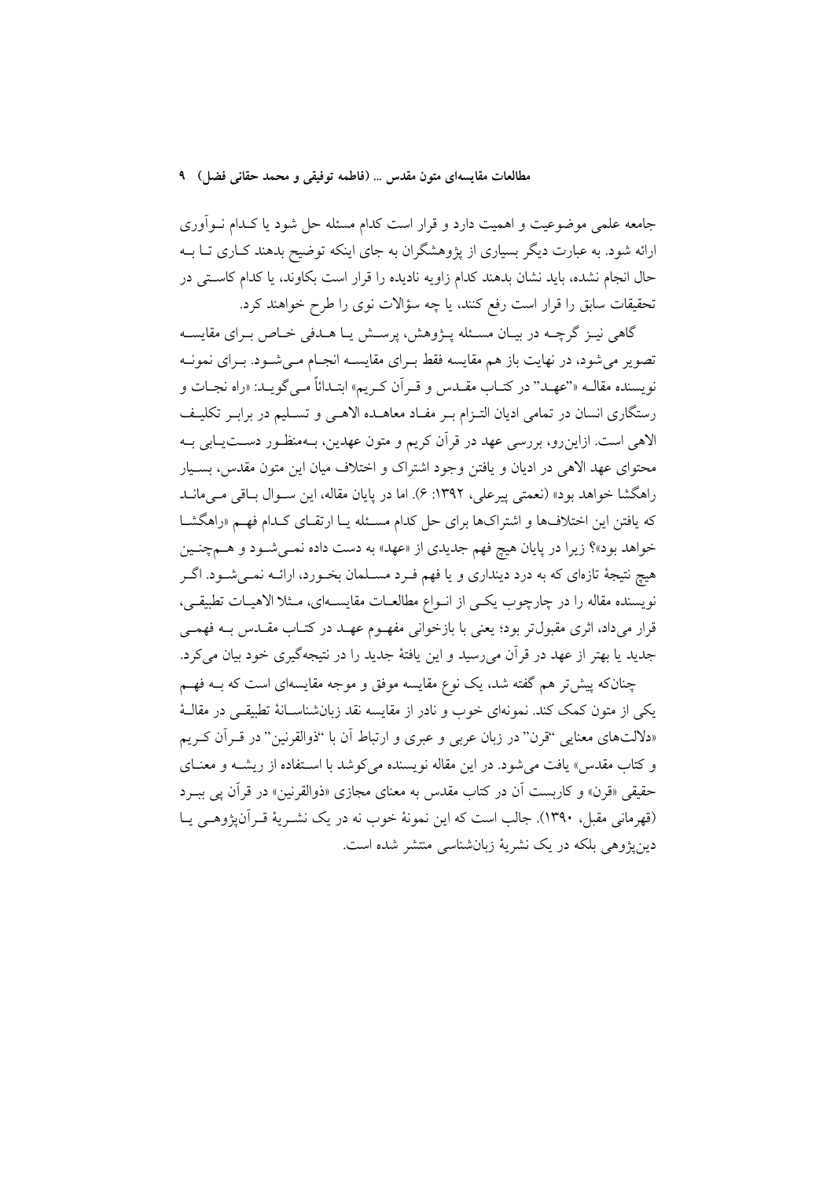جامعه علمی موضوعیت و اهمیت دارد و قرار است کدام مسئله حل شود یا کدام نوآوری ارائه شود. به عبارت دیگر بسیاری از پژوهشگران به جای اینکه توضیح بدهند کاری تا به حال انجام نشده، باید نشان بدهند کدام زاویه نادیده را قرار است بکاوند، یا کدام کاستی در تحقیقات سابق را قرار است رفع کنند، یا چه سؤالات نوی را طرح خواهند کرد.

گاهی نیز گرچه در بیان مسئله پژوهش، پرسش یا هدفی خاص برای مقایسه تصویر می‌شود، در نهایت باز هم مقایسه فقط برای مقایسه انجام می‌شود. برای نمونه نویسنده مقاله «"عهد" در کتاب مقدس و قرآن کریم» ابتدائاً می‌گوید: «راه نجات و رستگاری انسان در تمامی ادیان التزام بر مفاد معاهده الاهی و تسلیم در برابر تکلیف الاهی است. ازاین‌رو، بررسی عهد در قرآن کریم و متون عهدین، به‌منظور دست‌یابی به محتوای عهد الاهی در ادیان و یافتن وجود اشتراک و اختلاف میان این متون مقدس، بسیار راهگشا خواهد بود» (نعمتی پیرعلی، ۱۳۹۲: ۶). اما در پایان مقاله، این سوال باقی می‌ماند که یافتن این اختلاف‌ها و اشتراک‌ها برای حل کدام مسئله یا ارتقای کدام فهم «راهگشا خواهد بود»؟ زیرا در پایان هیچ فهم جدیدی از «عهد» به دست داده نمی‌شود و هم‌چنین هیچ نتیجهٔ تازه‌ای که به درد دینداری و یا فهم فرد مسلمان بخورد، ارائه نمی‌شود. اگر نویسنده مقاله را در چارچوب یکی از انواع مطالعات مقایسه‌ای، مثلا الاهیات تطبیقی، قرار می‌داد، اثری مقبول‌تر بود؛ یعنی با بازخوانی مفهوم عهد در کتاب مقدس به فهمی جدید یا بهتر از عهد در قرآن می‌رسید و این یافتهٔ جدید را در نتیجه‌گیری خود بیان می‌کرد.

چنانکه پیش‌تر هم گفته شد، یک نوع مقایسه موفق و موجه مقایسه‌ای است که به فهم یکی از متون کمک کند. نمونه‌ای خوب و نادر از مقایسه نقد زبان‌شناسانهٔ تطبیقی در مقالهٔ «دلالت‌های معنایی "قرن" در زبان عربی و عبری و ارتباط آن با "ذوالقرنین" در قرآن کریم و کتاب مقدس» یافت می‌شود. در این مقاله نویسنده می‌کوشد با استفاده از ریشه و معنای حقیقی «قرن» و کاربست آن در کتاب مقدس به معنای مجازی «ذوالقرنین» در قرآن پی ببرد (قهرمانی مقبل، ۱۳۹۰). جالب است که این نمونهٔ خوب نه در یک نشریهٔ قرآن‌پژوهی یا دین‌پژوهی بلکه در یک نشریهٔ زبان‌شناسی منتشر شده است.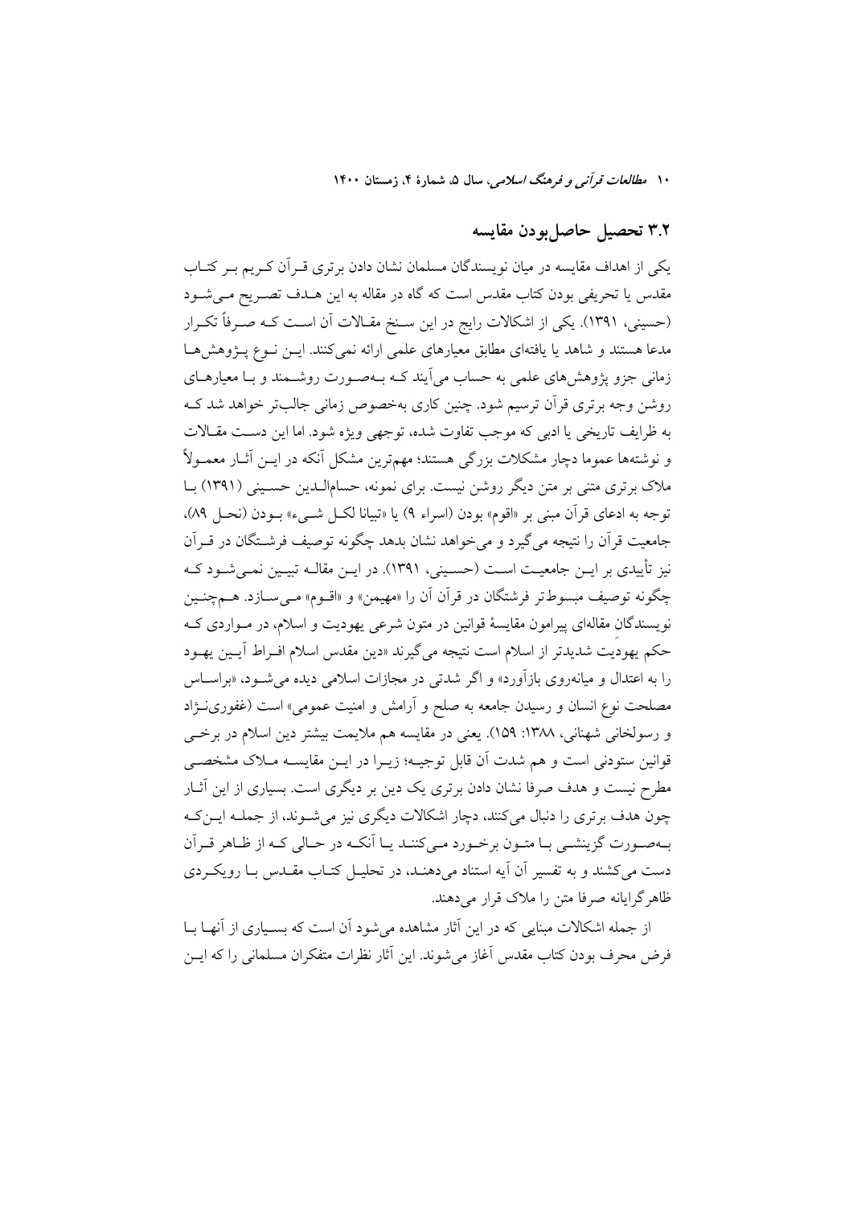### ۳.۲ تحصیل حاصل‌بودن مقایسه

یکی از اهداف مقایسه در میان نویسندگان مسلمان نشان دادن برتری قرآن کریم بر کتاب مقدس یا تحریفی بودن کتاب مقدس است که گاه در مقاله به این هدف تصریح می‌شود (حسینی، ۱۳۹۱). یکی از اشکالات رایج در این سنخ مقالات آن است که صرفاً تکرار مدعا هستند و شاهد یا یافته‌ای مطابق معیارهای علمی ارائه نمی‌کنند. این نوع پژوهش‌ها زمانی جزو پژوهش‌های علمی به حساب می‌آیند که به‌صورت روشمند و با معیارهای روشن وجه برتری قرآن ترسیم شود. چنین کاری به‌خصوص زمانی جالب‌تر خواهد شد که به ظرایف تاریخی یا ادبی که موجب تفاوت شده، توجهی ویژه شود. اما این دست مقالات و نوشته‌ها عموما دچار مشکلات بزرگی هستند؛ مهم‌ترین مشکل آنکه در این آثار معمولاً ملاک برتری متنی بر متن دیگر روشن نیست. برای نمونه، حسام‌الدین حسینی (۱۳۹۱) با توجه به ادعای قرآن مبنی بر «اقوم» بودن (اسراء ۹) یا «تبیانا لکل شیء» بودن (نحل ۸۹)، جامعیت قرآن را نتیجه می‌گیرد و می‌خواهد نشان بدهد چگونه توصیف فرشتگان در قرآن نیز تأییدی بر این جامعیت است (حسینی، ۱۳۹۱). در این مقاله تبیین نمی‌شود که چگونه توصیف مبسوط‌تر فرشتگان در قرآن آن را «مهیمن» و «اقوم» می‌سازد. همچنین نویسندگان مقاله‌ای پیرامون مقایسهٔ قوانین در متون شرعی یهودیت و اسلام، در مواردی که حکم یهودیت شدیدتر از اسلام است نتیجه می‌گیرند «دین مقدس اسلام افراط آیین یهود را به اعتدال و میانه‌روی بازآورد» و اگر شدتی در مجازات اسلامی دیده می‌شود، «براساس مصلحت نوع انسان و رسیدن جامعه به صلح و آرامش و امنیت عمومی» است (غفوری‌نژاد و رسولخانی شهنانی، ۱۳۸۸: ۱۵۹). یعنی در مقایسه هم ملایمت بیشتر دین اسلام در برخی قوانین ستودنی است و هم شدت آن قابل توجیه؛ زیرا در این مقایسه ملاک مشخصی مطرح نیست و هدف صرفا نشان دادن برتری یک دین بر دیگری است. بسیاری از این آثار چون هدف برتری را دنبال می‌کنند، دچار اشکالات دیگری نیز می‌شوند، از جمله اینکه به‌صورت گزینشی با متون برخورد می‌کنند یا آنکه در حالی که از ظاهر قرآن دست می‌کشند و به تفسیر آن آیه استناد می‌دهند، در تحلیل کتاب مقدس با رویکردی ظاهرگرایانه صرفا متن را ملاک قرار می‌دهند.

از جمله اشکالات مبنایی که در این آثار مشاهده می‌شود آن است که بسیاری از آنها با فرض محرف بودن کتاب مقدس آغاز می‌شوند. این آثار نظرات متفکران مسلمانی را که این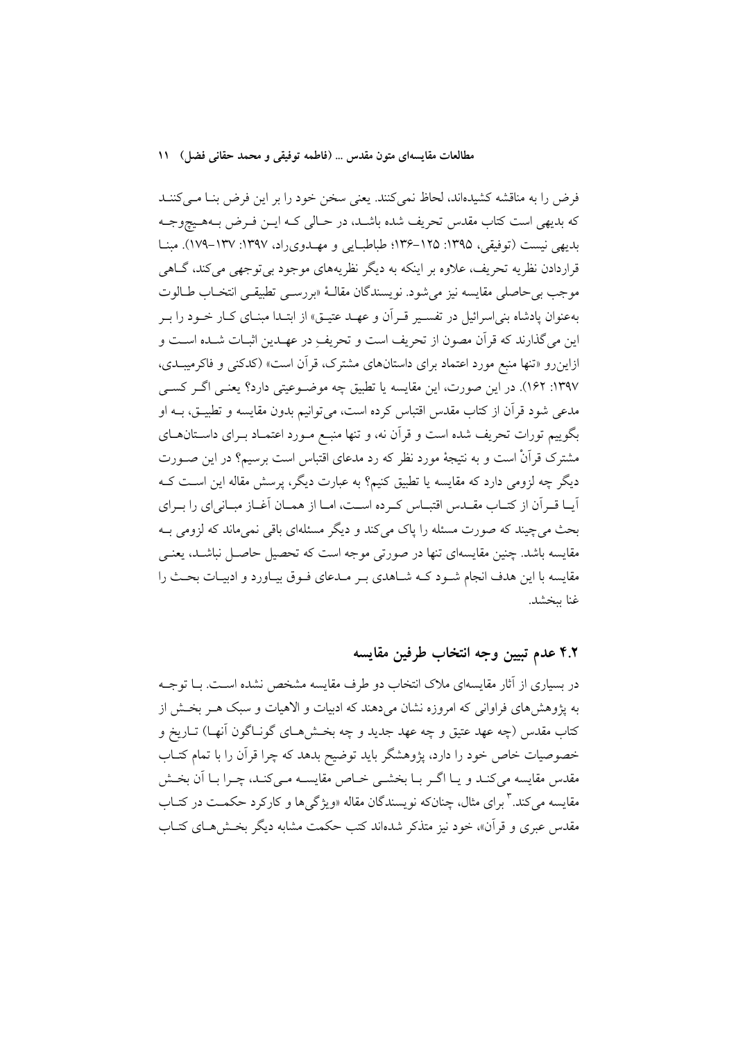فرض را به مناقشه کشیده‌اند، لحاظ نمی‌کنند. یعنی سخن خود را بر این فرض بنا می‌کنند که بدیهی است کتاب مقدس تحریف شده باشد، در حالی که این فرض به‌هیچ‌وجه بدیهی نیست (توفیقی، ۱۳۹۵: ۱۲۵-۱۳۶؛ طباطبایی و مهدوی‌راد، ۱۳۹۷: ۱۳۷-۱۷۹). مبنا قراردادن نظریه تحریف، علاوه بر اینکه به دیگر نظریه‌های موجود بی‌توجهی می‌کند، گاهی موجب بی‌حاصلی مقایسه نیز می‌شود. نویسندگان مقالهٔ «بررسی تطبیقی انتخاب طالوت به‌عنوان پادشاه بنی‌اسرائیل در تفسیر قرآن و عهد عتیق» از ابتدا مبنای کار خود را بر این می‌گذارند که قرآن مصون از تحریف است و تحریفِ در عهدین اثبات شده است و ازاین‌رو «تنها منبع مورد اعتماد برای داستان‌های مشترک، قرآن است» (کدکنی و فاکرمیبدی، ۱۳۹۷: ۱۶۲). در این صورت، این مقایسه یا تطبیق چه موضوعیتی دارد؟ یعنی اگر کسی مدعی شود قرآن از کتاب مقدس اقتباس کرده است، می‌توانیم بدون مقایسه و تطبیق، به او بگوییم تورات تحریف شده است و قرآن نه، و تنها منبع مورد اعتماد برای داستان‌های مشترک قرآنْ است و به نتیجهٔ مورد نظر که رد مدعای اقتباس است برسیم؟ در این صورت دیگر چه لزومی دارد که مقایسه یا تطبیق کنیم؟ به عبارت دیگر، پرسش مقاله این است که آیا قرآن از کتاب مقدس اقتباس کرده است، اما از همان آغاز مبانی‌ای را برای بحث می‌چیند که صورت مسئله را پاک می‌کند و دیگر مسئله‌ای باقی نمی‌ماند که لزومی به مقایسه باشد. چنین مقایسه‌ای تنها در صورتی موجه است که تحصیل حاصل نباشد، یعنی مقایسه با این هدف انجام شود که شاهدی بر مدعای فوق بیاورد و ادبیات بحث را غنا ببخشد.

## ۴.۲ عدم تبیین وجه انتخاب طرفین مقایسه

در بسیاری از آثار مقایسه‌ای ملاک انتخاب دو طرف مقایسه مشخص نشده است. با توجه به پژوهش‌های فراوانی که امروزه نشان می‌دهند که ادبیات و الاهیات و سبک هر بخش از کتاب مقدس (چه عهد عتیق و چه عهد جدید و چه بخش‌های گوناگون آنها) تاریخ و خصوصیات خاص خود را دارد، پژوهشگر باید توضیح بدهد که چرا قرآن را با تمام کتاب مقدس مقایسه می‌کند و یا اگر با بخشی خاص مقایسه می‌کند، چرا با آن بخش مقایسه می‌کند.[۳] برای مثال، چنان‌که نویسندگان مقاله «ویژگی‌ها و کارکرد حکمت در کتاب مقدس عبری و قرآن»، خود نیز متذکر شده‌اند کتب حکمت مشابه دیگر بخش‌های کتاب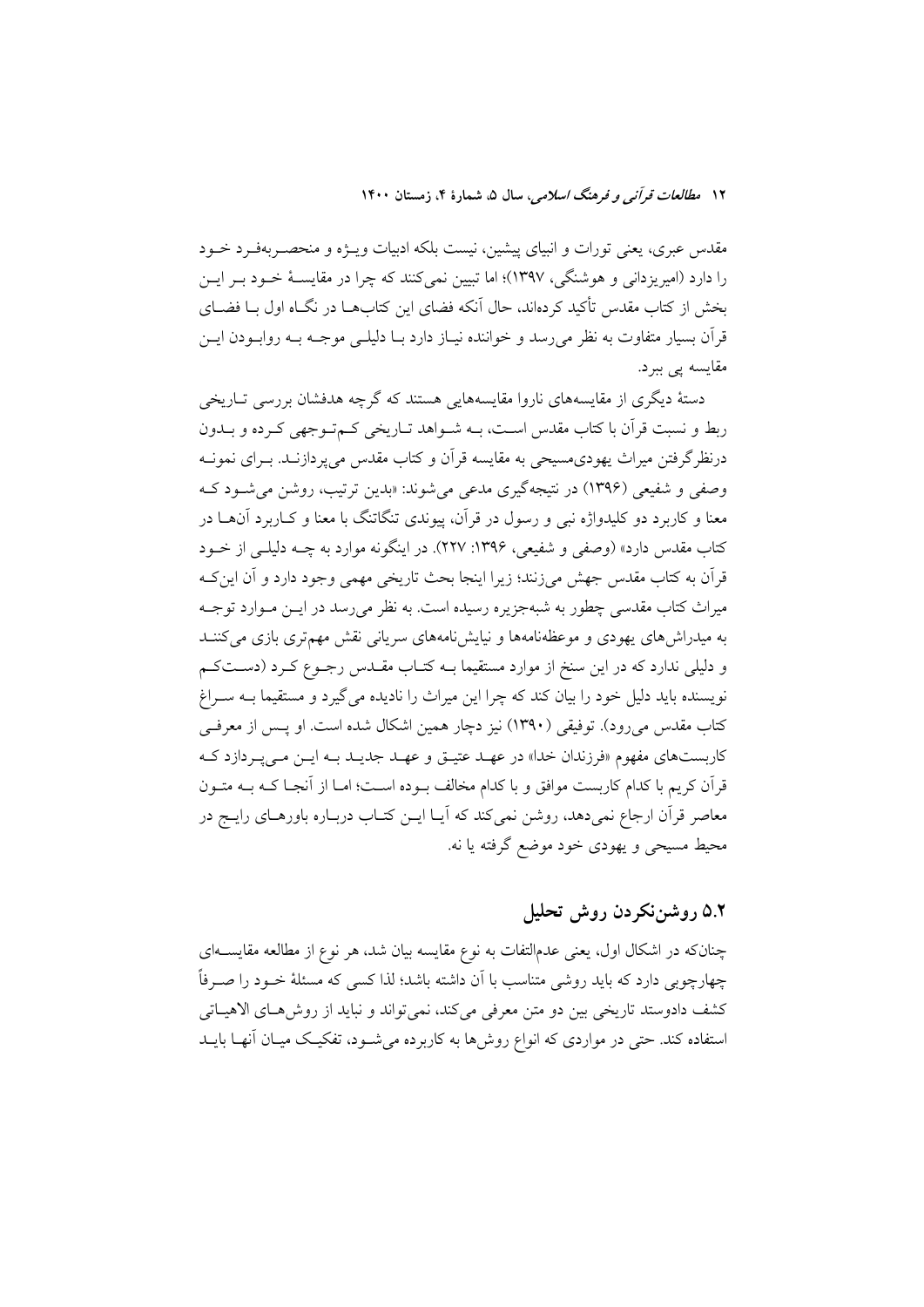مقدس عبری، یعنی تورات و انبیای پیشین، نیست بلکه ادبیات ویـژه و منحصـربه‌فـرد خـود را دارد (امیریزدانی و هوشنگی، ۱۳۹۷)؛ اما تبیین نمی‌کنند که چرا در مقایسـهٔ خـود بـر ایـن بخش از کتاب مقدس تأکید کرده‌اند، حال آنکه فضای این کتاب‌هـا در نگـاه اول بـا فضـای قرآن بسیار متفاوت به نظر می‌رسد و خواننده نیـاز دارد بـا دلیلـی موجـه بـه روابـودن ایـن مقایسه پی ببرد.

دستهٔ دیگری از مقایسه‌های ناروا مقایسه‌هایی هستند که گرچه هدفشان بررسی تـاریخی ربط و نسبت قرآن با کتاب مقدس اسـت، بـه شـواهد تـاریخی کـم‌تـوجهی کـرده و بـدون درنظرگرفتن میراث یهودی‌مسیحی به مقایسه قرآن و کتاب مقدس می‌پردازنـد. بـرای نمونـه وصفی و شفیعی (۱۳۹۶) در نتیجه‌گیری مدعی می‌شوند: «بدین ترتیب، روشن می‌شـود کـه معنا و کاربرد دو کلیدواژه نبی و رسول در قرآن، پیوندی تنگاتنگ با معنا و کـاربرد آنهـا در کتاب مقدس دارد» (وصفی و شفیعی، ۱۳۹۶: ۲۲۷). در اینگونه موارد به چـه دلیلـی از خـود قرآن به کتاب مقدس جهش می‌زنند؛ زیرا اینجا بحث تاریخی مهمی وجود دارد و آن این‌کـه میراث کتاب مقدسی چطور به شبه‌جزیره رسیده است. به نظر می‌رسد در ایـن مـوارد توجـه به میدراش‌های یهودی و موعظه‌نامه‌ها و نیایش‌نامه‌های سریانی نقش مهم‌تری بازی می‌کننـد و دلیلی ندارد که در این سنخ از موارد مستقیما بـه کتـاب مقـدس رجـوع کـرد (دسـتکـم نویسنده باید دلیل خود را بیان کند که چرا این میراث را نادیده می‌گیرد و مستقیما بـه سـراغ کتاب مقدس می‌رود). توفیقی (۱۳۹۰) نیز دچار همین اشکال شده است. او پـس از معرفـی کاربست‌های مفهوم «فرزندان خدا» در عهـد عتیـق و عهـد جدیـد بـه ایـن مـی‌پـردازد کـه قرآن کریم با کدام کاربست موافق و با کدام مخالف بـوده اسـت؛ امـا از آنجـا کـه بـه متـون معاصر قرآن ارجاع نمی‌دهد، روشن نمی‌کند که آیـا ایـن کتـاب دربـاره باورهـای رایـج در محیط مسیحی و یهودی خود موضع گرفته یا نه.

## ۵.۲ روشن‌نکردن روش تحلیل

چنان‌که در اشکال اول، یعنی عدم‌التفات به نوع مقایسه بیان شد، هر نوع از مطالعه مقایسـه‌ای چهارچوبی دارد که باید روشی متناسب با آن داشته باشد؛ لذا کسی که مسئلهٔ خـود را صـرفاً کشف دادوستد تاریخی بین دو متن معرفی می‌کند، نمی‌تواند و نباید از روش‌هـای الاهیـاتی استفاده کند. حتی در مواردی که انواع روش‌ها به کاربرده می‌شـود، تفکیـک میـان آنهـا بایـد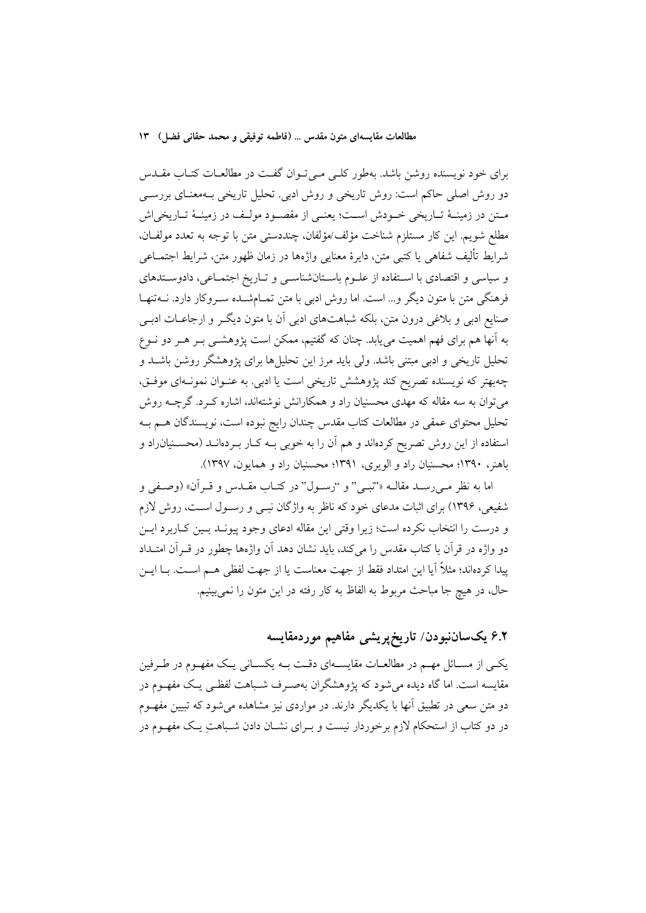برای خود نویسنده روشن باشد. به‌طور کلی می‌توان گفت در مطالعات کتاب مقدس دو روش اصلی حاکم است: روش تاریخی و روش ادبی. تحلیل تاریخی به‌معنای بررسی متن در زمینهٔ تاریخی خودش است؛ یعنی از مقصود مولف در زمینهٔ تاریخی‌اش مطلع شویم. این کار مستلزم شناخت مؤلف/مؤلفان، چنددستی متن با توجه به تعدد مولفان، شرایط تألیف شفاهی یا کتبی متن، دایرهٔ معنایی واژه‌ها در زمان ظهور متن، شرایط اجتماعی و سیاسی و اقتصادی با استفاده از علوم باستان‌شناسی و تاریخ اجتماعی، دادوستدهای فرهنگی متن با متون دیگر و... است. اما روش ادبی با متن تمام‌شده سروکار دارد. نه‌تنها صنایع ادبی و بلاغی درون متن، بلکه شباهت‌های ادبی آن با متون دیگر و ارجاعات ادبی به آنها هم برای فهم اهمیت می‌یابد. چنان که گفتیم، ممکن است پژوهشی بر هر دو نوع تحلیل تاریخی و ادبی مبتنی باشد. ولی باید مرز این تحلیل‌ها برای پژوهشگر روشن باشد و چه‌بهتر که نویسنده تصریح کند پژوهشش تاریخی است یا ادبی. به عنوان نمونه‌ای موفق، می‌توان به سه مقاله که مهدی محسنیان راد و همکارانش نوشته‌اند، اشاره کرد. گرچه روش تحلیل محتوای عمقی در مطالعات کتاب مقدس چندان رایج نبوده است، نویسندگان هم به استفاده از این روش تصریح کرده‌اند و هم آن را به خوبی به کار برده‌اند (محسنیان‌راد و باهنر، ۱۳۹۰؛ محسنیان راد و الویری، ۱۳۹۱؛ محسنیان راد و همایون، ۱۳۹۷).

اما به نظر می‌رسد مقاله «"نبی" و "رسول" در کتاب مقدس و قرآن» (وصفی و شفیعی، ۱۳۹۶) برای اثبات مدعای خود که ناظر به واژگان نبی و رسول است، روش لازم و درست را انتخاب نکرده است؛ زیرا وقتی این مقاله ادعای وجود پیوند بین کاربرد این دو واژه در قرآن با کتاب مقدس را می‌کند، باید نشان دهد آن واژه‌ها چطور در قرآن امتداد پیدا کرده‌اند؛ مثلاً آیا این امتداد فقط از جهت معناست یا از جهت لفظی هم است. با این حال، در هیچ جا مباحث مربوط به الفاظ به کار رفته در این متون را نمی‌بینیم.

## ۶.۲ یکسان‌نبودن/ تاریخ‌پریشی مفاهیم موردمقایسه

یکی از مسائل مهم در مطالعات مقایسه‌ای دقت به یکسانی یک مفهوم در طرفین مقایسه است. اما گاه دیده می‌شود که پژوهشگران به‌صرف شباهت لفظی یک مفهوم در دو متن سعی در تطبیق آنها با یکدیگر دارند. در مواردی نیز مشاهده می‌شود که تبیین مفهوم در دو کتاب از استحکام لازم برخوردار نیست و برای نشان دادن شباهتِ یک مفهوم در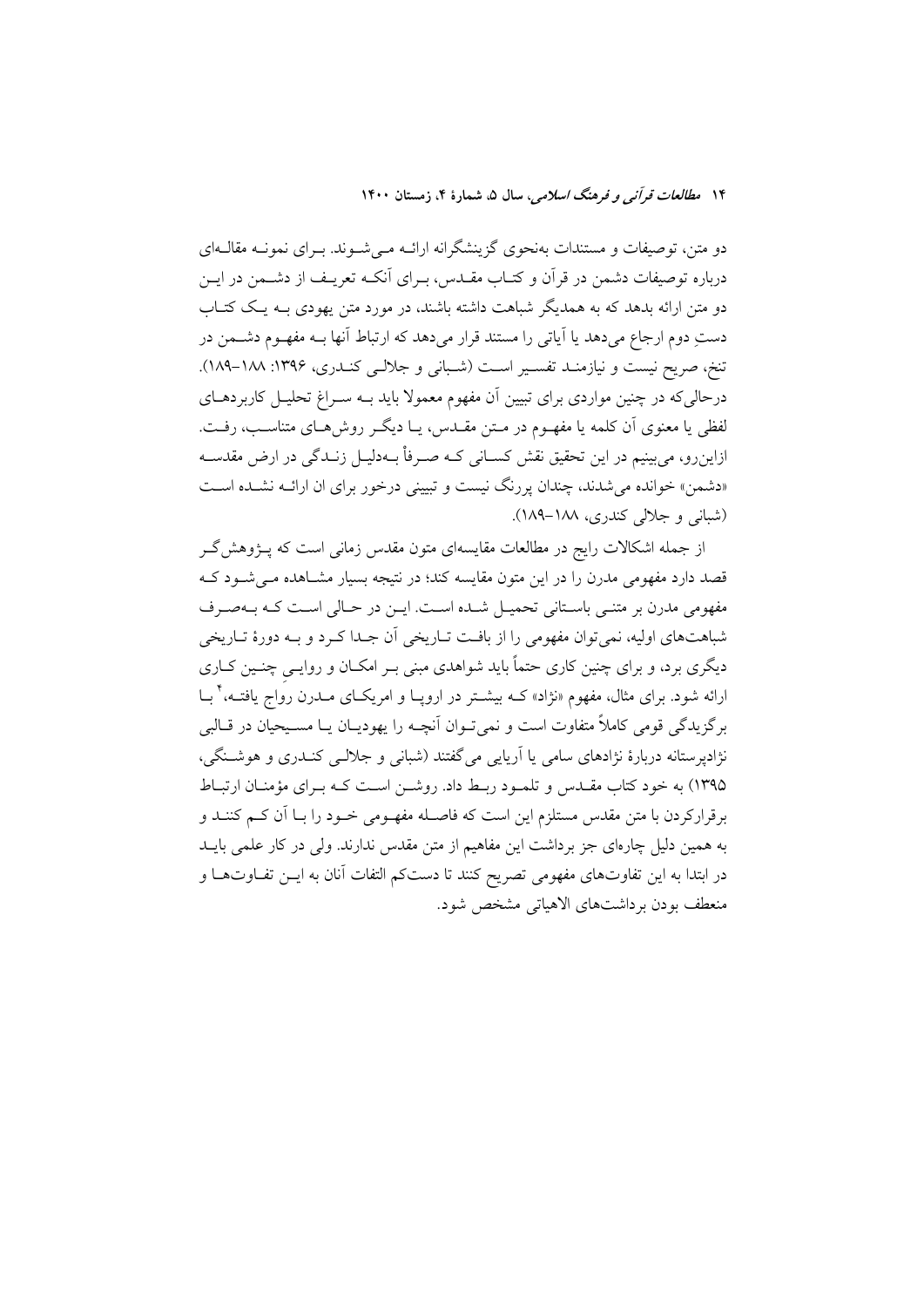دو متن، توصیفات و مستندات به‌نحوی گزینشگرانه ارائـه مـی‌شـوند. بـرای نمونـه مقالـه‌ای دربارهٔ توصیفات دشمن در قرآن و کتـاب مقـدس، بـرای آنکـه تعریـف از دشـمن در ایـن دو متن ارائه بدهد که به همدیگر شباهت داشته باشند، در مورد متن یهودی بـه یـک کتـاب دستِ دوم ارجاع می‌دهد یا آیاتی را مستند قرار می‌دهد که ارتباط آنها بـه مفهـوم دشـمن در تنخ، صریح نیست و نیازمنـد تفسـیر اسـت (شـبانی و جلالـی کنـدری، ۱۳۹۶: ۱۸۸-۱۸۹). درحالی‌که در چنین مواردی برای تبیین آن مفهوم معمولا باید بـه سـراغ تحلیـل کاربردهـای لفظی یا معنوی آن کلمه یا مفهـوم در مـتن مقـدس، یـا دیگـر روش‌هـای متناسـب، رفـت. ازاین‌رو، می‌بینیم در این تحقیق نقش کسـانی کـه صـرفاً بـه‌دلیـل زنـدگی در ارض مقدسـه «دشمن» خوانده می‌شدند، چندان پررنگ نیست و تبیینی درخور برای ان ارائـه نشـده اسـت (شبانی و جلالی کندری، ۱۸۸-۱۸۹).

از جمله اشکالات رایج در مطالعات مقایسه‌ای متون مقدس زمانی است که پـژوهش‌گـر قصد دارد مفهومی مدرن را در این متون مقایسه کند؛ در نتیجه بسیار مشـاهده مـی‌شـود کـه مفهومی مدرن بر متنـی باسـتانی تحمیـل شـده اسـت. ایـن در حـالی اسـت کـه بـه‌صـرف شباهت‌های اولیه، نمی‌توان مفهومی را از بافـت تـاریخی آن جـدا کـرد و بـه دورهٔ تـاریخی دیگری برد، و برای چنین کاری حتماً باید شواهدی مبنی بـر امکـان و روایـیِ چنـین کـاری ارائه شود. برای مثال، مفهوم «نژاد» کـه بیشـتر در اروپـا و امریکـای مـدرن رواج یافتـه،[۴] بـا برگزیدگی قومی کاملاً متفاوت است و نمی‌تـوان آنچـه را یهودیـان یـا مسـیحیان در قـالبی نژادپرستانه دربارهٔ نژادهای سامی یا آریایی می‌گفتند (شبانی و جلالـی کنـدری و هوشـنگی، ۱۳۹۵) به خود کتاب مقـدس و تلمـود ربـط داد. روشـن اسـت کـه بـرای مؤمنـان ارتبـاط برقرارکردن با متن مقدس مستلزم این است که فاصلـه مفهـومی خـود را بـا آن کـم کننـد و به همین دلیل چاره‌ای جز برداشت این مفاهیم از متن مقدس ندارند. ولی در کار علمی بایـد در ابتدا به این تفاوت‌های مفهومی تصریح کنند تا دست‌کم التفات آنان به ایـن تفـاوت‌هـا و منعطف بودن برداشت‌های الاهیاتی مشخص شود.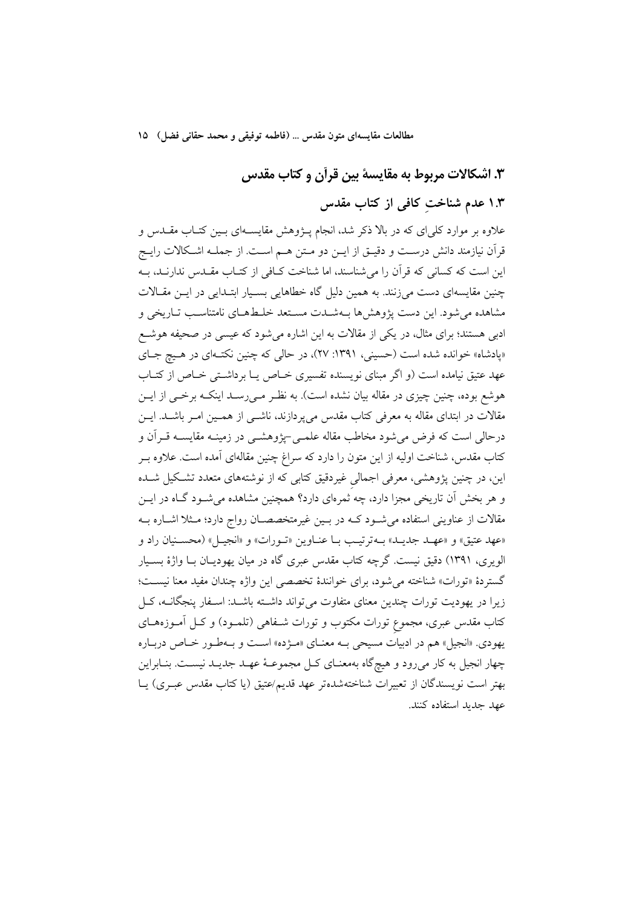## ۳. اشکالات مربوط به مقایسهٔ بین قرآن و کتاب مقدس

### ۱.۳ عدم شناختِ کافی از کتاب مقدس

علاوه بر موارد کلی‌ای که در بالا ذکر شد، انجام پـژوهش مقایسـه‌ای بـین کتـاب مقـدس و قرآن نیازمند دانش درسـت و دقیـق از ایـن دو مـتن هـم اسـت. از جملـه اشـکالات رایـج این است که کسانی که قرآن را می‌شناسند، اما شناخت کـافی از کتـاب مقـدس ندارنـد، بـه چنین مقایسه‌ای دست می‌زنند. به همین دلیل گاه خطاهایی بسـیار ابتـدایی در ایـن مقـالات مشاهده می‌شود. این دست پژوهش‌ها بـه‌شـدت مسـتعد خلـط‌هـای نامتناسـب تـاریخی و ادبی هستند؛ برای مثال، در یکی از مقالات به این اشاره می‌شود که عیسی در صحیفه هوشـع «پادشاه» خوانده شده است (حسینی، ۱۳۹۱: ۲۷)، در حالی که چنین نکتـه‌ای در هـیچ جـای عهد عتیق نیامده است (و اگر مبنای نویسنده تفسیری خـاص یـا برداشـتی خـاص از کتـاب هوشع بوده، چنین چیزی در مقاله بیان نشده است). به نظـر مـی‌رسـد اینکـه برخـی از ایـن مقالات در ابتدای مقاله به معرفی کتاب مقدس می‌پردازند، ناشـی از همـین امـر باشـد. ایـن درحالی است که فرض می‌شود مخاطب مقاله علمـی–پژوهشـی در زمینـه مقایسـه قـرآن و کتاب مقدس، شناخت اولیه از این متون را دارد که سراغ چنین مقاله‌ای آمده است. علاوه بـر این، در چنین پژوهشی، معرفی اجمالیِ غیردقیق کتابی که از نوشته‌های متعدد تشـکیل شـده و هر بخش آن تاریخی مجزا دارد، چه ثمره‌ای دارد؟ همچنین مشاهده می‌شـود گـاه در ایـن مقالات از عناوینی استفاده می‌شـود کـه در بـین غیرمتخصصـان رواج دارد؛ مـثلا اشـاره بـه «عهد عتیق» و «عهـد جدیـد» بـه‌ترتیـب بـا عنـاوین «تـورات» و «انجیـل» (محسـنیان راد و الویری، ۱۳۹۱) دقیق نیست. گرچه کتاب مقدس عبری گاه در میان یهودیـان بـا واژهٔ بسـیار گستردهٔ «تورات» شناخته می‌شود، برای خوانندهٔ تخصصی این واژه چندان مفید معنا نیسـت؛ زیرا در یهودیت تورات چندین معنای متفاوت می‌تواند داشـته باشـد: اسـفار پنجگانـه، کـل کتاب مقدس عبری، مجموعِ تورات مکتوب و تورات شـفاهی (تلمـود) و کـل آمـوزه‌هـای یهودی. «انجیل» هم در ادبیات مسیحی بـه معنـای «مـژده» اسـت و بـه‌طـور خـاص دربـاره چهار انجیل به کار می‌رود و هیچ‌گاه به‌معنـای کـل مجموعـهٔ عهـد جدیـد نیسـت. بنـابراین بهتر است نویسندگان از تعبیرات شناخته‌شده‌تر عهد قدیم/عتیق (یا کتاب مقدس عبـری) یـا عهد جدید استفاده کنند.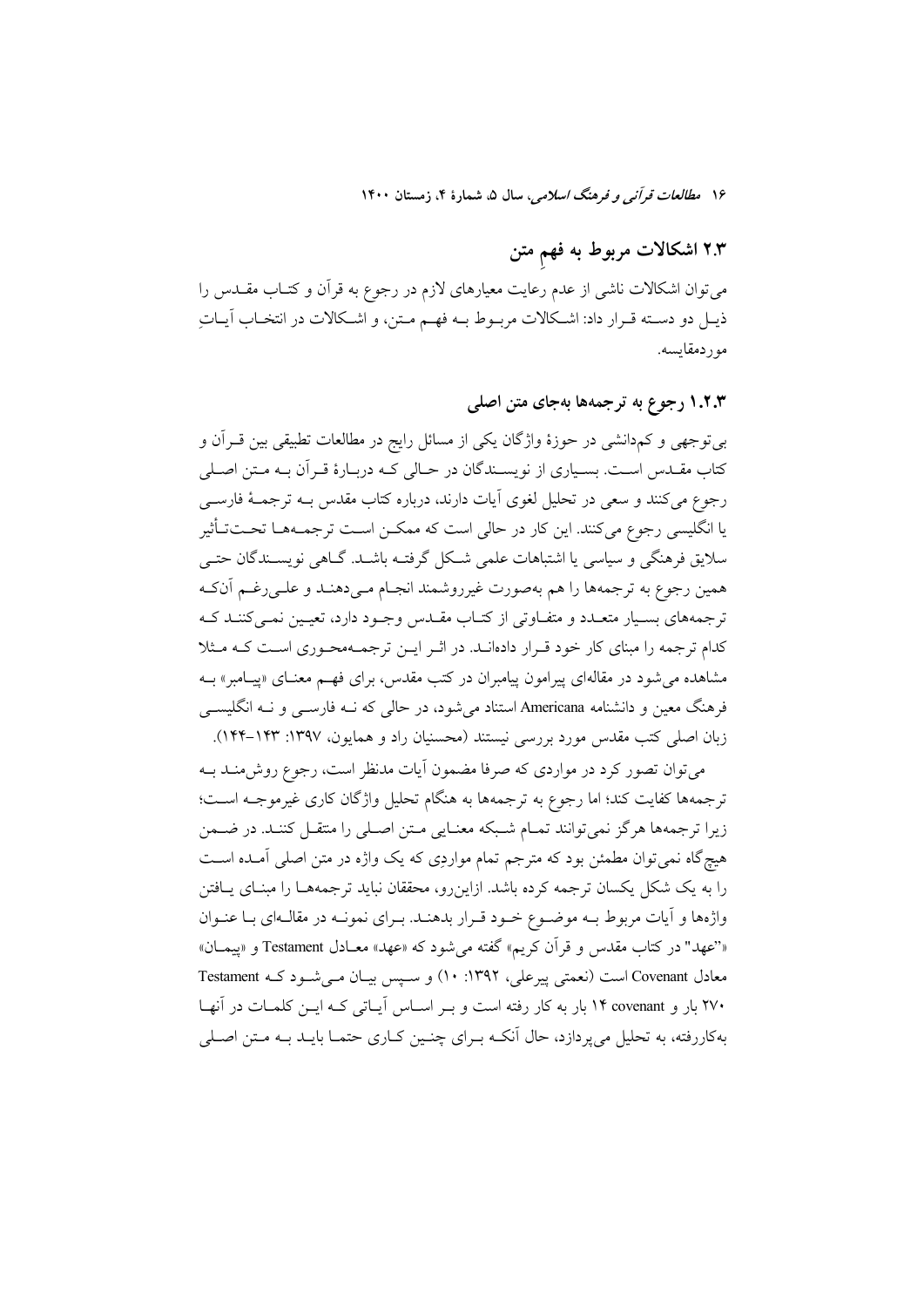## ۲.۳ اشکالات مربوط به فهمِ متن

می‌توان اشکالات ناشی از عدم رعایت معیارهای لازم در رجوع به قرآن و کتاب مقدس را ذیل دو دسته قرار داد: اشکالات مربوط به فهم متن، و اشکالات در انتخاب آیاتِ موردمقایسه.

### ۱.۲.۳ رجوع به ترجمه‌ها به‌جای متن اصلی

بی‌توجهی و کم‌دانشی در حوزهٔ واژگان یکی از مسائل رایج در مطالعات تطبیقی بین قرآن و کتاب مقدس است. بسیاری از نویسندگان در حالی که دربارهٔ قرآن به متن اصلی رجوع می‌کنند و سعی در تحلیل لغوی آیات دارند، درباره کتاب مقدس به ترجمهٔ فارسی یا انگلیسی رجوع می‌کنند. این کار در حالی است که ممکن است ترجمه‌ها تحت‌تأثیر سلایق فرهنگی و سیاسی یا اشتباهات علمی شکل گرفته باشد. گاهی نویسندگان حتی همین رجوع به ترجمه‌ها را هم به‌صورت غیرروشمند انجام می‌دهند و علی‌رغم آن‌که ترجمه‌های بسیار متعدد و متفاوتی از کتاب مقدس وجود دارد، تعیین نمی‌کنند که کدام ترجمه را مبنای کار خود قرار داده‌اند. در اثر این ترجمه‌محوری است که مثلا مشاهده می‌شود در مقاله‌ای پیرامون پیامبران در کتب مقدس، برای فهم معنای «پیامبر» به فرهنگ معین و دانشنامه Americana استناد می‌شود، در حالی که نه فارسی و نه انگلیسی زبان اصلی کتب مقدس مورد بررسی نیستند (محسنیان راد و همایون، ۱۳۹۷: ۱۴۳-۱۴۴).

می‌توان تصور کرد در مواردی که صرفا مضمون آیات مدنظر است، رجوع روش‌مند به ترجمه‌ها کفایت کند؛ اما رجوع به ترجمه‌ها به هنگام تحلیل واژگان کاری غیرموجه است؛ زیرا ترجمه‌ها هرگز نمی‌توانند تمام شبکه معنایی متن اصلی را منتقل کنند. در ضمن هیچ‌گاه نمی‌توان مطمئن بود که مترجم تمام مواردی که یک واژه در متن اصلی آمده است را به یک شکل یکسان ترجمه کرده باشد. ازاین‌رو، محققان نباید ترجمه‌ها را مبنای یافتن واژه‌ها و آیات مربوط به موضوع خود قرار بدهند. برای نمونه در مقاله‌ای با عنوان «"عهد" در کتاب مقدس و قرآن کریم» گفته می‌شود که «عهد» معادل Testament و «پیمان» معادل Covenant است (نعمتی پیرعلی، ۱۳۹۲: ۱۰) و سپس بیان می‌شود که Testament ۲۷۰ بار و covenant ۱۴ بار به کار رفته است و بر اساس آیاتی که این کلمات در آنها به‌کاررفته، به تحلیل می‌پردازد، حال آنکه برای چنین کاری حتما باید به متن اصلی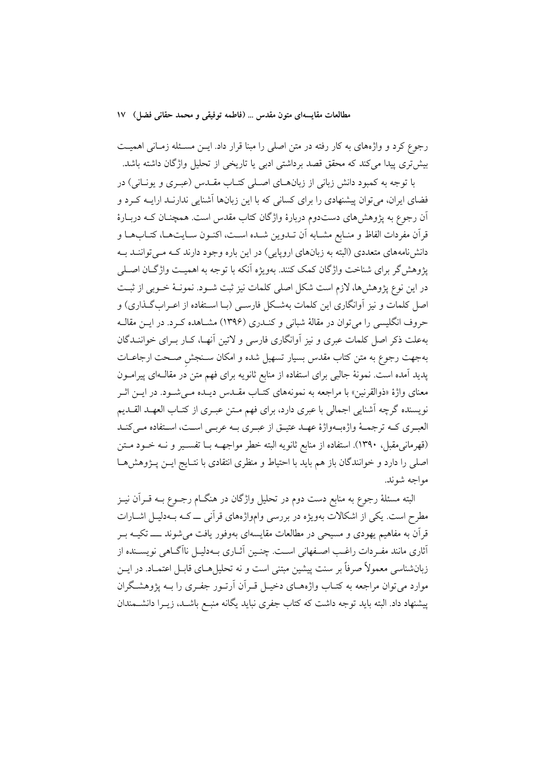رجوع کرد و واژه‌های به کار رفته در متن اصلی را مبنا قرار داد. این مسئله زمانی اهمیت بیش‌تری پیدا می‌کند که محقق قصد برداشتی ادبی یا تاریخی از تحلیل واژگان داشته باشد.

با توجه به کمبود دانش زبانی از زبان‌های اصلی کتاب مقدس (عبری و یونانی) در فضای ایران، می‌توان پیشنهادی را برای کسانی که با این زبان‌ها آشنایی ندارند ارایه کرد و آن رجوع به پژوهش‌های دست‌دوم دربارهٔ واژگان کتاب مقدس است. همچنان که دربارهٔ قرآن مفردات الفاظ و منابع مشابه آن تدوین شده است، اکنون سایت‌ها، کتاب‌ها و دانش‌نامه‌های متعددی (البته به زبان‌های اروپایی) در این باره وجود دارند که می‌توانند به پژوهش‌گر برای شناخت واژگان کمک کنند. به‌ویژه آنکه با توجه به اهمیت واژگان اصلی در این نوع پژوهش‌ها، لازم است شکل اصلی کلمات نیز ثبت شود. نمونهٔ خوبی از ثبت اصل کلمات و نیز آوانگاری این کلمات به‌شکل فارسی (با استفاده از اعراب‌گذاری) و حروف انگلیسی را می‌توان در مقالهٔ شبانی و کندری (۱۳۹۶) مشاهده کرد. در این مقاله به‌علت ذکر اصل کلمات عبری و نیز آوانگاری فارسی و لاتین آنها، کار برای خوانندگان به‌جهت رجوع به متن کتاب مقدس بسیار تسهیل شده و امکان سنجش صحت ارجاعات پدید آمده است. نمونهٔ جالبی برای استفاده از منابع ثانویه برای فهم متن در مقاله‌ای پیرامون معنای واژهٔ «ذوالقرنین» با مراجعه به نمونه‌های کتاب مقدس دیده می‌شود. در این اثر نویسنده گرچه آشنایی اجمالی با عبری دارد، برای فهم متن عبری از کتاب العهد القدیم العبری که ترجمهٔ واژه‌به‌واژهٔ عهد عتیق از عبری به عربی است، استفاده می‌کند (قهرمانی‌مقبل، ۱۳۹۰). استفاده از منابع ثانویه البته خطر مواجهه با تفسیر و نه خود متن اصلی را دارد و خوانندگان باز هم باید با احتیاط و منظری انتقادی با نتایج این پژوهش‌ها مواجه شوند.

البته مسئلهٔ رجوع به منابع دست دوم در تحلیل واژگان در هنگام رجوع به قرآن نیز مطرح است. یکی از اشکالات به‌ویژه در بررسی وام‌واژه‌های قرآنی ــ که به‌دلیل اشارات قرآن به مفاهیم یهودی و مسیحی در مطالعات مقایسه‌ای به‌وفور یافت می‌شوند ــ تکیه بر آثاری مانند مفردات راغب اصفهانی است. چنین آثاری به‌دلیل ناآگاهی نویسنده از زبان‌شناسی معمولاً صرفاً بر سنت پیشین مبتنی است و نه تحلیل‌های قابل اعتماد. در این موارد می‌توان مراجعه به کتاب واژه‌های دخیل قرآن آرتور جفری را به پژوهشگران پیشنهاد داد. البته باید توجه داشت که کتاب جفری نباید یگانه منبع باشد، زیرا دانشمندان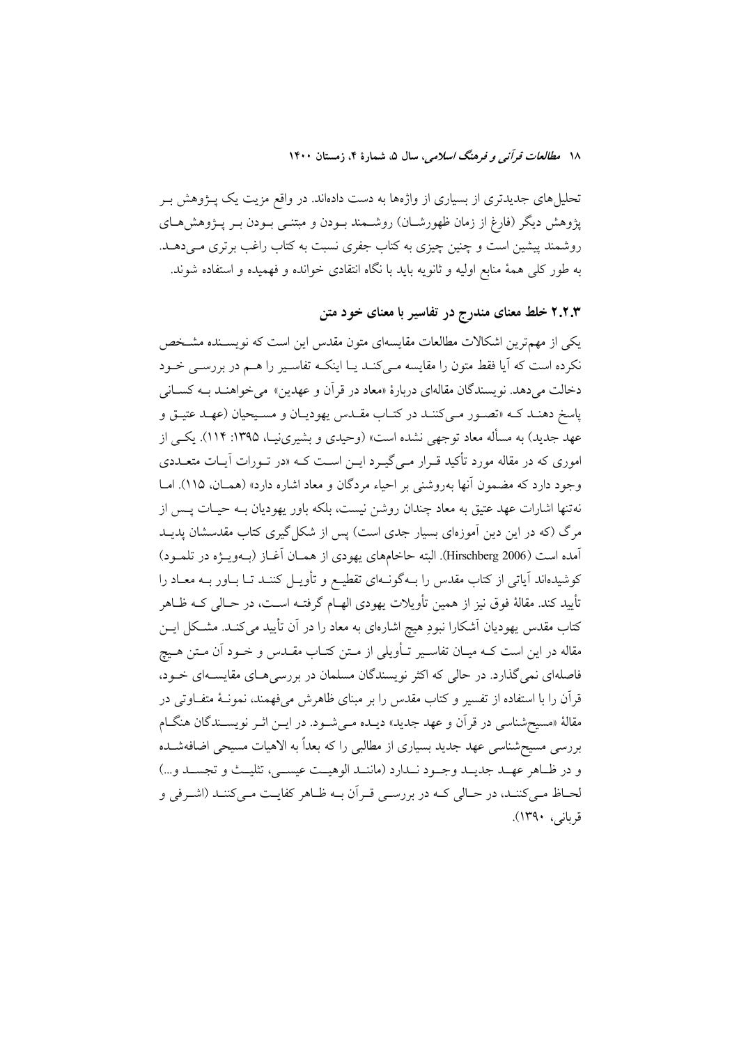تحلیل‌های جدیدتری از بسیاری از واژه‌ها به دست داده‌اند. در واقع مزیت یک پـژوهش بـر پژوهش دیگر (فارغ از زمان ظهورشـان) روشـمند بـودن و مبتنـی بـودن بـر پـژوهش‌هـای روشمند پیشین است و چنین چیزی به کتاب جفری نسبت به کتاب راغب برتری مـی‌دهـد. به طور کلی همهٔ منابع اولیه و ثانویه باید با نگاه انتقادی خوانده و فهمیده و استفاده شوند.

### ۲.۲.۳ خلط معنای مندرج در تفاسیر با معنای خود متن

یکی از مهم‌ترین اشکالات مطالعات مقایسه‌ای متون مقدس این است که نویسـنده مشـخص نکرده است که آیا فقط متون را مقایسه مـی‌کنـد یـا اینکـه تفاسـیر را هـم در بررسـی خـود دخالت می‌دهد. نویسندگان مقاله‌ای دربارهٔ «معاد در قرآن و عهدین» می‌خواهنـد بـه کسـانی پاسخ دهنـد کـه «تصـور مـی‌کننـد در کتـاب مقـدس یهودیـان و مسـیحیان (عهـد عتیـق و عهد جدید) به مسأله معاد توجهی نشده است» (وحیدی و بشیری‌نیـا، ۱۳۹۵: ۱۱۴). یکـی از اموری که در مقاله مورد تأکید قـرار مـی‌گیـرد ایـن اسـت کـه «در تـورات آیـات متعـددی وجود دارد که مضمون آنها به‌روشنی بر احیاء مردگان و معاد اشاره دارد» (همـان، ۱۱۵). امـا نه‌تنها اشارات عهد عتیق به معاد چندان روشن نیست، بلکه باور یهودیان بـه حیـات پـس از مرگ (که در این دین آموزه‌ای بسیار جدی است) پس از شکل‌گیری کتاب مقدسشان پدیـد آمده است (Hirschberg 2006). البته حاخام‌های یهودی از همـان آغـاز (بـه‌ویـژه در تلمـود) کوشیده‌اند آیاتی از کتاب مقدس را بـه‌گونـه‌ای تقطیـع و تأویـل کننـد تـا بـاور بـه معـاد را تأیید کند. مقالهٔ فوق نیز از همین تأویلات یهودی الهـام گرفتـه اسـت، در حـالی کـه ظـاهر کتاب مقدس یهودیان آشکارا نبودِ هیچ اشاره‌ای به معاد را در آن تأیید می‌کنـد. مشـکل ایـن مقاله در این است کـه میـان تفاسـیر تـأویلی از مـتن کتـاب مقـدس و خـود آن مـتن هـیچ فاصله‌ای نمی‌گذارد. در حالی که اکثر نویسندگان مسلمان در بررسی‌هـای مقایسـه‌ای خـود، قرآن را با استفاده از تفسیر و کتاب مقدس را بر مبنای ظاهرش می‌فهمند، نمونـهٔ متفـاوتی در مقالهٔ «مسیح‌شناسی در قرآن و عهد جدید» دیـده مـی‌شـود. در ایـن اثـر نویسـندگان هنگـام بررسی مسیح‌شناسی عهد جدید بسیاری از مطالبی را که بعداً به الاهیات مسیحی اضافه‌شـده و در ظـاهر عهـد جدیـد وجـود نـدارد (ماننـد الوهیـت عیسـی، تثلیـث و تجسـد و...) لحـاظ مـی‌کننـد، در حـالی کـه در بررسـی قـرآن بـه ظـاهر کفایـت مـی‌کننـد (اشـرفی و قربانی، ۱۳۹۰).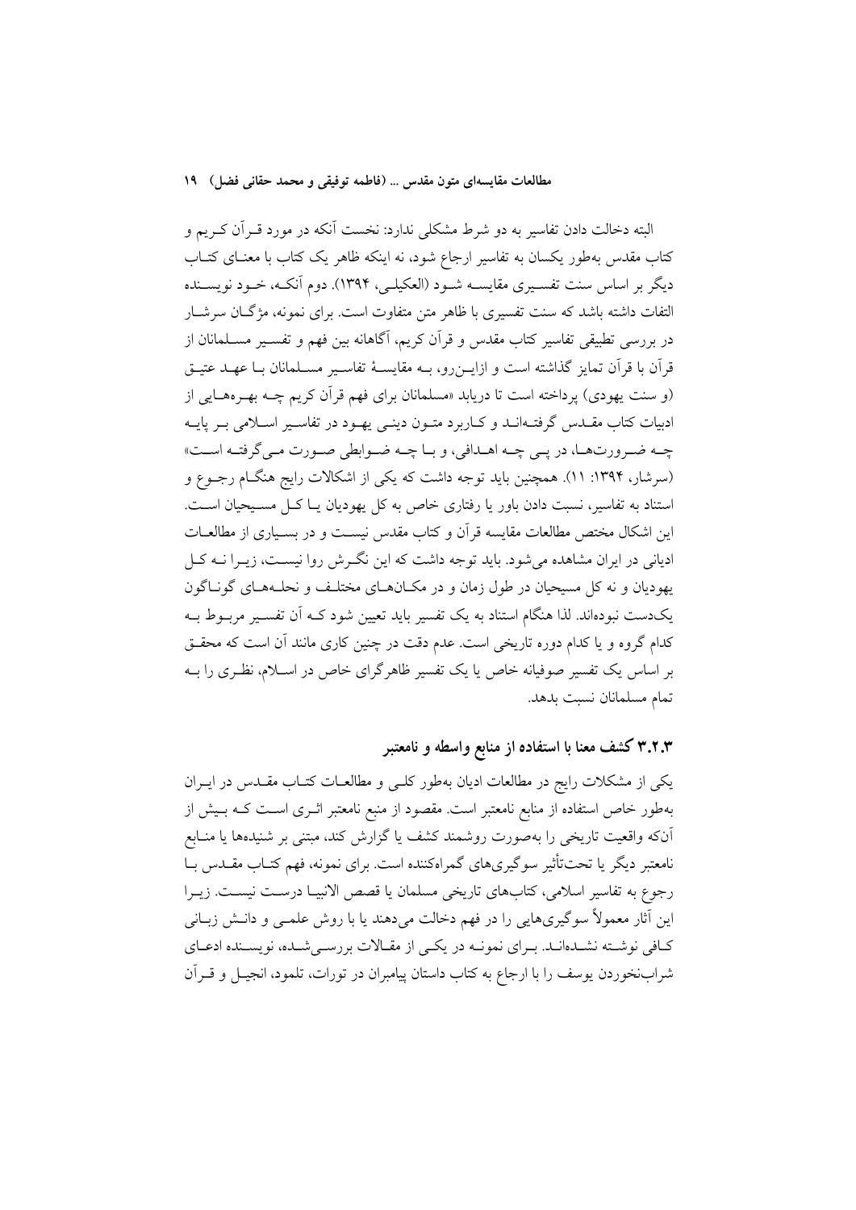البته دخالت دادن تفاسیر به دو شرط مشکلی ندارد: نخست آنکه در مورد قرآن کریم و کتاب مقدس به‌طور یکسان به تفاسیر ارجاع شود، نه اینکه ظاهر یک کتاب با معنای کتاب دیگر بر اساس سنت تفسیری مقایسه شود (العکیلی، ۱۳۹۴). دوم آنکه، خود نویسنده التفات داشته باشد که سنت تفسیری با ظاهر متن متفاوت است. برای نمونه، مژگان سرشار در بررسی تطبیقی تفاسیر کتاب مقدس و قرآن کریم، آگاهانه بین فهم و تفسیر مسلمانان از قرآن با قرآن تمایز گذاشته است و ازاین‌رو، به مقایسهٔ تفاسیر مسلمانان با عهد عتیق (و سنت یهودی) پرداخته است تا دریابد «مسلمانان برای فهم قرآن کریم چه بهره‌هایی از ادبیات کتاب مقدس گرفته‌اند و کاربرد متون دینی یهود در تفاسیر اسلامی بر پایه چه ضرورت‌ها، در پی چه اهدافی، و با چه ضوابطی صورت می‌گرفته است» (سرشار، ۱۳۹۴: ۱۱). همچنین باید توجه داشت که یکی از اشکالات رایج هنگام رجوع و استناد به تفاسیر، نسبت دادن باور یا رفتاری خاص به کل یهودیان یا کل مسیحیان است. این اشکال مختص مطالعات مقایسه قرآن و کتاب مقدس نیست و در بسیاری از مطالعات ادیانی در ایران مشاهده می‌شود. باید توجه داشت که این نگرش روا نیست، زیرا نه کل یهودیان و نه کل مسیحیان در طول زمان و در مکان‌های مختلف و نحله‌های گوناگون یک‌دست نبوده‌اند. لذا هنگام استناد به یک تفسیر باید تعیین شود که آن تفسیر مربوط به کدام گروه و یا کدام دوره تاریخی است. عدم دقت در چنین کاری مانند آن است که محقق بر اساس یک تفسیر صوفیانه خاص یا یک تفسیر ظاهرگرای خاص در اسلام، نظری را به تمام مسلمانان نسبت بدهد.

### ۳.۲.۳ کشف معنا با استفاده از منابع واسطه و نامعتبر

یکی از مشکلات رایج در مطالعات ادیان به‌طور کلی و مطالعات کتاب مقدس در ایران به‌طور خاص استفاده از منابع نامعتبر است. مقصود از منبع نامعتبر اثری است که بیش از آنکه واقعیت تاریخی را به‌صورت روشمند کشف یا گزارش کند، مبتنی بر شنیده‌ها یا منابع نامعتبر دیگر یا تحت‌تأثیر سوگیری‌های گمراه‌کننده است. برای نمونه، فهم کتاب مقدس با رجوع به تفاسیر اسلامی، کتاب‌های تاریخی مسلمان یا قصص الانبیا درست نیست. زیرا این آثار معمولاً سوگیری‌هایی را در فهم دخالت می‌دهند یا با روش علمی و دانش زبانی کافی نوشته نشده‌اند. برای نمونه در یکی از مقالات بررسی‌شده، نویسنده ادعای شراب‌نخوردن یوسف را با ارجاع به کتاب داستان پیامبران در تورات، تلمود، انجیل و قرآن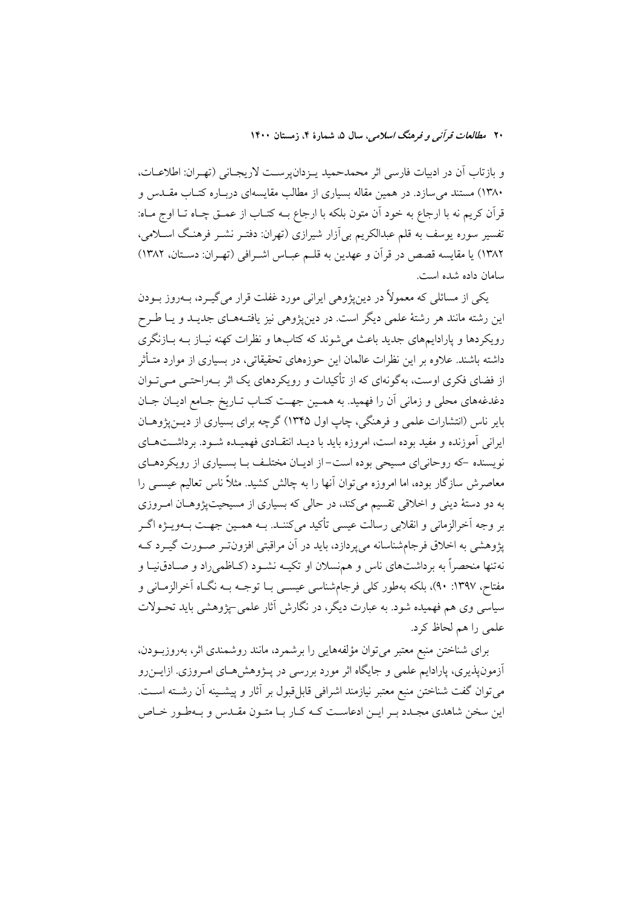و بازتاب آن در ادبیات فارسی اثر محمدحمید یـزدان‌پرسـت لاریجـانی (تهـران: اطلاعـات، ۱۳۸۰) مستند می‌سازد. در همین مقاله بسیاری از مطالب مقایسه‌ای دربـاره کتـاب مقـدس و قرآن کریم نه با ارجاع به خود آن متون بلکه با ارجاع بـه کتـاب از عمـق چـاه تـا اوج مـاه: تفسیر سوره یوسف به قلم عبدالکریم بی‌آزار شیرازی (تهران: دفتـر نشـر فرهنـگ اسـلامی، ۱۳۸۲) یا مقایسه قصص در قرآن و عهدین به قلـم عبـاس اشـرافی (تهـران: دسـتان، ۱۳۸۲) سامان داده شده است.

یکی از مسائلی که معمولاً در دین‌پژوهی ایرانی مورد غفلت قرار می‌گیـرد، بـه‌روز بـودن این رشته مانند هر رشتهٔ علمی دیگر است. در دین‌پژوهی نیز یافتـه‌هـای جدیـد و یـا طـرح رویکردها و پارادایم‌های جدید باعث می‌شوند که کتاب‌ها و نظرات کهنه نیـاز بـه بـازنگری داشته باشند. علاوه بر این نظرات عالمان این حوزه‌های تحقیقاتی، در بسیاری از موارد متـأثر از فضای فکری اوست، به‌گونه‌ای که از تأکیدات و رویکردهای یک اثر بـه‌راحتـی مـی‌تـوان دغدغه‌های محلی و زمانی آن را فهمید. به همـین جهـت کتـاب تـاریخ جـامع ادیـان جـان بایر ناس (انتشارات علمی و فرهنگی، چاپ اول ۱۳۴۵) گرچه برای بسیاری از دیـن‌پژوهـان ایرانی آموزنده و مفید بوده است، امروزه باید با دیـد انتقـادی فهمیـده شـود. برداشـت‌هـای نویسنده -که روحانی‌ای مسیحی بوده است- از ادیـان مختلـف بـا بسـیاری از رویکردهـای معاصرش سازگار بوده، اما امروزه می‌توان آنها را به چالش کشید. مثلاً ناس تعالیم عیسـی را به دو دستهٔ دینی و اخلاقی تقسیم می‌کند، در حالی که بسیاری از مسیحیت‌پژوهـان امـروزی بر وجه آخرالزمانی و انقلابی رسالت عیسی تأکید می‌کننـد. بـه همـین جهـت بـه‌ویـژه اگـر پژوهشی به اخلاق فرجام‌شناسانه می‌پردازد، باید در آن مراقبتی افزون‌تـر صـورت گیـرد کـه نه‌تنها منحصراً به برداشت‌های ناس و هم‌نسلان او تکیـه نشـود (کـاظمی‌راد و صـادق‌نیـا و مفتاح، ۱۳۹۷: ۹۰)، بلکه به‌طور کلی فرجام‌شناسی عیسـی بـا توجـه بـه نگـاه آخرالزمـانی و سیاسی وی هم فهمیده شود. به عبارت دیگر، در نگارش آثار علمی-پژوهشی باید تحـولات علمی را هم لحاظ کرد.

برای شناختن منبع معتبر می‌توان مؤلفه‌هایی را برشمرد، مانند روشمندی اثر، به‌روزبـودن، آزمون‌پذیری، پارادایم علمی و جایگاه اثر مورد بررسی در پـژوهش‌هـای امـروزی. ازایـن‌رو می‌توان گفت شناختن منبع معتبر نیازمند اشرافی قابل‌قبول بر آثار و پیشـینه آن رشـته اسـت. این سخن شاهدی مجـدد بـر ایـن ادعاسـت کـه کـار بـا متـون مقـدس و بـه‌طـور خـاص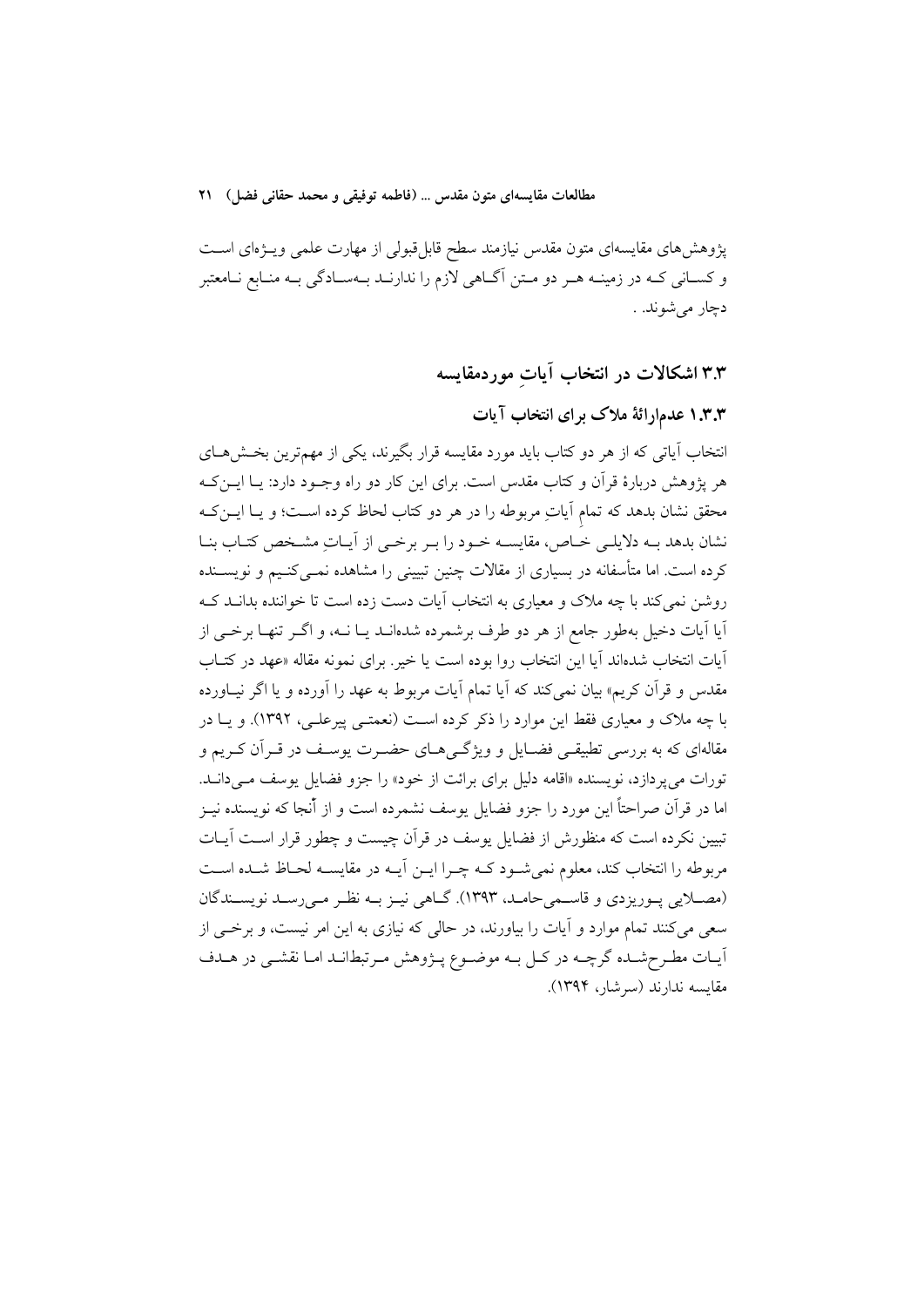پژوهش‌های مقایسه‌ای متون مقدس نیازمند سطح قابل‌قبولی از مهارت علمی ویـژه‌ای اسـت و کسـانی کـه در زمینـه هـر دو مـتن آگـاهی لازم را ندارنـد بـه‌سـادگی بـه منـابع نـامعتبر دچار می‌شوند. .

## ۳.۳ اشکالات در انتخاب آیاتِ موردمقایسه

### ۱.۳.۳ عدم‌ارائهٔ ملاک برای انتخاب آیات

انتخاب آیاتی که از هر دو کتاب باید مورد مقایسه قرار بگیرند، یکی از مهم‌ترین بخـش‌هـای هر پژوهش دربارهٔ قرآن و کتاب مقدس است. برای این کار دو راه وجـود دارد: یـا ایـن‌کـه محقق نشان بدهد که تمامِ آیاتِ مربوطه را در هر دو کتاب لحاظ کرده اسـت؛ و یـا ایـن‌کـه نشان بدهد بـه دلایلـی خـاص، مقایسـه خـود را بـر برخـی از آیـاتِ مشـخص کتـاب بنـا کرده است. اما متأسفانه در بسیاری از مقالات چنین تبیینی را مشاهده نمـی‌کنـیم و نویسـنده روشن نمی‌کند با چه ملاک و معیاری به انتخاب آیات دست زده است تا خواننده بدانـد کـه آیا آیات دخیل به‌طور جامع از هر دو طرف برشمرده شده‌انـد یـا نـه، و اگـر تنهـا برخـی از آیات انتخاب شده‌اند آیا این انتخاب روا بوده است یا خیر. برای نمونه مقاله «عهد در کتـاب مقدس و قرآن کریم» بیان نمی‌کند که آیا تمام آیات مربوط به عهد را آورده و یا اگر نیـاورده با چه ملاک و معیاری فقط این موارد را ذکر کرده اسـت (نعمتـی پیرعلـی، ۱۳۹۲). و یـا در مقاله‌ای که به بررسی تطبیقـی فضـایل و ویژگـی‌هـای حضـرت یوسـف در قـرآن کـریم و تورات می‌پردازد، نویسنده «اقامه دلیل برای برائت از خود» را جزو فضایل یوسف مـی‌دانـد. اما در قرآن صراحتاً این مورد را جزو فضایل یوسف نشمرده است و از آنجا که نویسنده نیـز تبیین نکرده است که منظورش از فضایل یوسف در قرآن چیست و چطور قرار اسـت آیـات مربوطه را انتخاب کند، معلوم نمی‌شـود کـه چـرا ایـن آیـه در مقایسـه لحـاظ شـده اسـت (مصـلایی پـوریزدی و قاسـمی‌حامـد، ۱۳۹۳). گـاهی نیـز بـه نظـر مـی‌رسـد نویسـندگان سعی می‌کنند تمام موارد و آیات را بیاورند، در حالی که نیازی به این امر نیست، و برخـی از آیـات مطـرح‌شـده گرچـه در کـل بـه موضـوع پـژوهش مـرتبطانـد امـا نقشـی در هـدف مقایسه ندارند (سرشار، ۱۳۹۴).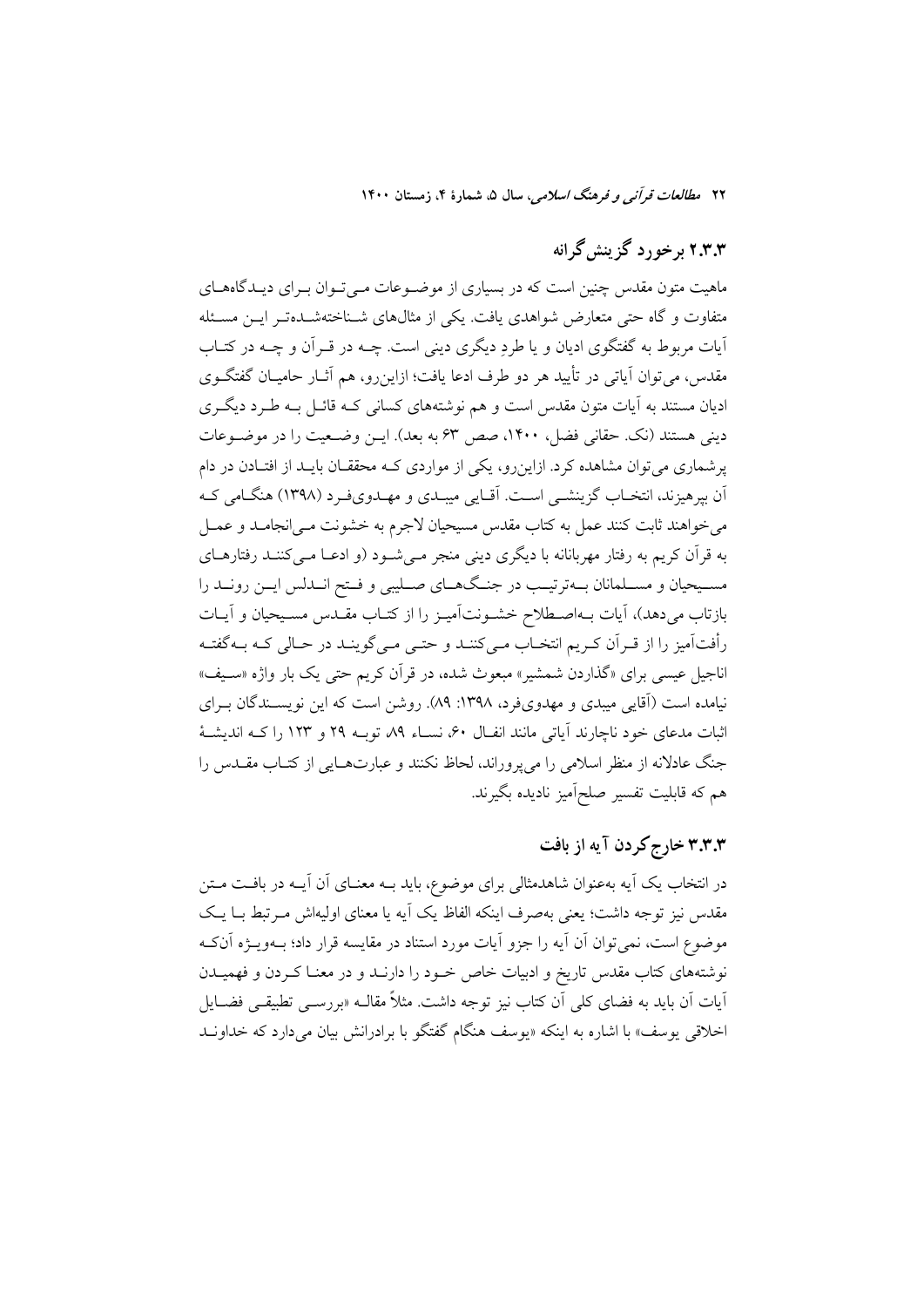### ۲.۳.۳ برخورد گزینش‌گرانه

ماهیت متون مقدس چنین است که در بسیاری از موضوعات می‌توان برای دیدگاه‌های متفاوت و گاه حتی متعارض شواهدی یافت. یکی از مثال‌های شناخته‌شده‌تر این مسئله آیات مربوط به گفتگوی ادیان و یا طردِ دیگری دینی است. چه در قرآن و چه در کتاب مقدس، می‌توان آیاتی در تأیید هر دو طرف ادعا یافت؛ ازاین‌رو، هم آثار حامیان گفتگوی ادیان مستند به آیات متون مقدس است و هم نوشته‌های کسانی که قائل به طرد دیگری دینی هستند (نک. حقانی فضل، ۱۴۰۰، صص ۶۳ به بعد). این وضعیت را در موضوعات پرشماری می‌توان مشاهده کرد. ازاین‌رو، یکی از مواردی که محققان باید از افتادن در دام آن بپرهیزند، انتخاب گزینشی است. آقایی میبدی و مهدوی‌فرد (۱۳۹۸) هنگامی که می‌خواهند ثابت کنند عمل به کتاب مقدس مسیحیان لاجرم به خشونت می‌انجامد و عمل به قرآن کریم به رفتار مهربانانه با دیگری دینی منجر می‌شود (و ادعا می‌کنند رفتارهای مسیحیان و مسلمانان به‌ترتیب در جنگ‌های صلیبی و فتح اندلس این روند را بازتاب می‌دهد)، آیات به‌اصطلاح خشونت‌آمیز را از کتاب مقدس مسیحیان و آیات رأفت‌آمیز را از قرآن کریم انتخاب می‌کنند و حتی می‌گویند در حالی که به‌گفته اناجیل عیسی برای «گذاردن شمشیر» مبعوث شده، در قرآن کریم حتی یک بار واژه «سیف» نیامده است (آقایی میبدی و مهدوی‌فرد، ۱۳۹۸: ۸۹). روشن است که این نویسندگان برای اثبات مدعای خود ناچارند آیاتی مانند انفال ۶۰، نساء ۸۹، توبه ۲۹ و ۱۲۳ را که اندیشهٔ جنگ عادلانه از منظر اسلامی را می‌پروراند، لحاظ نکنند و عبارت‌هایی از کتاب مقدس را هم که قابلیت تفسیر صلح‌آمیز دارند نادیده بگیرند.

### ۳.۳.۳ خارج کردن آیه از بافت

در انتخاب یک آیه به‌عنوان شاهدمثالی برای موضوع، باید به معنای آن آیه در بافت متن مقدس نیز توجه داشت؛ یعنی به‌صرف اینکه الفاظ یک آیه یا معنای اولیه‌اش مرتبط با یک موضوع است، نمی‌توان آن آیه را جزو آیات مورد استناد در مقایسه قرار داد؛ به‌ویژه آنکه نوشته‌های کتاب مقدس تاریخ و ادبیات خاص خود را دارند و در معنا کردن و فهمیدن آیات آن باید به فضای کلی آن کتاب نیز توجه داشت. مثلاً مقاله «بررسی تطبیقی فضایل اخلاقی یوسف» با اشاره به اینکه «یوسف هنگام گفتگو با برادرانش بیان می‌دارد که خداوند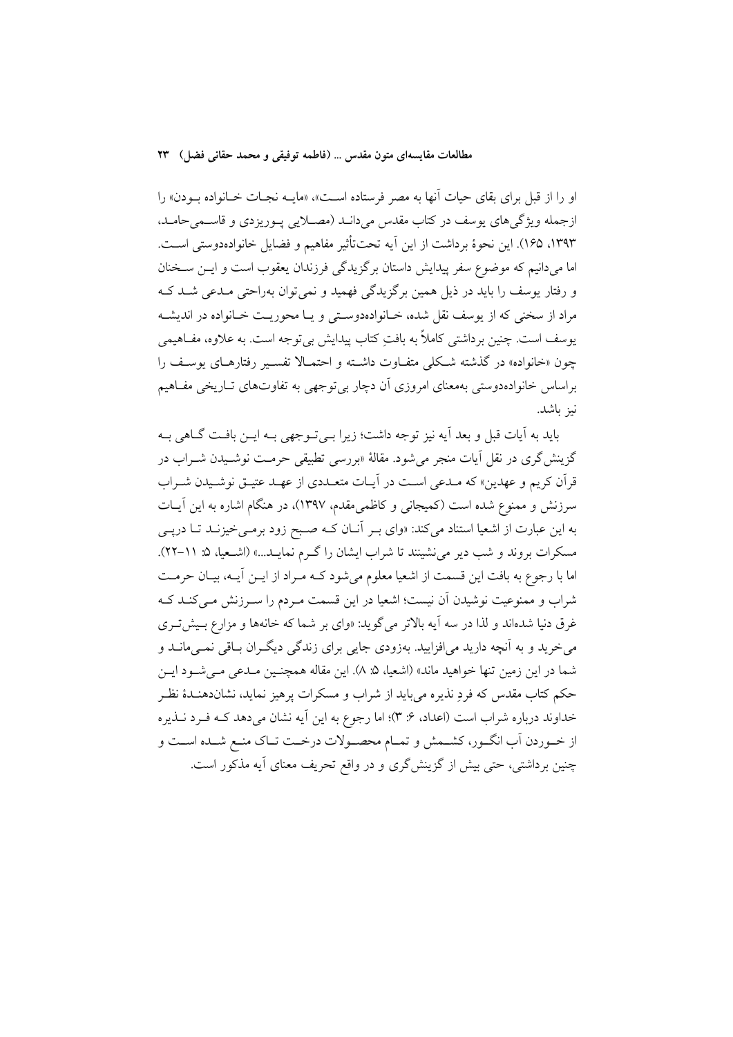او را از قبل برای بقای حیات آنها به مصر فرستاده است»، «مایه نجات خانواده بودن» را ازجمله ویژگی‌های یوسف در کتاب مقدس می‌داند (مصلایی پوریزدی و قاسمی‌حامد، ۱۳۹۳، ۱۶۵). این نحوهٔ برداشت از این آیه تحت‌تأثیر مفاهیم و فضایل خانواده‌دوستی است. اما می‌دانیم که موضوع سفر پیدایش داستان برگزیدگی فرزندان یعقوب است و این سخنان و رفتار یوسف را باید در ذیل همین برگزیدگی فهمید و نمی‌توان به‌راحتی مدعی شد که مراد از سخنی که از یوسف نقل شده، خانواده‌دوستی و یا محوریت خانواده در اندیشه یوسف است. چنین برداشتی کاملاً به بافتِ کتاب پیدایش بی‌توجه است. به علاوه، مفاهیمی چون «خانواده» در گذشته شکلی متفاوت داشته و احتمالا تفسیر رفتارهای یوسف را براساس خانواده‌دوستی به‌معنای امروزی آن دچار بی‌توجهی به تفاوت‌های تاریخی مفاهیم نیز باشد.

باید به آیات قبل و بعد آیه نیز توجه داشت؛ زیرا بی‌توجهی به این بافت گاهی به گزینش‌گری در نقل آیات منجر می‌شود. مقالهٔ «بررسی تطبیقی حرمت نوشیدن شراب در قرآن کریم و عهدین» که مدعی است در آیات متعددی از عهد عتیق نوشیدن شراب سرزنش و ممنوع شده است (کمیجانی و کاظمی‌مقدم، ۱۳۹۷)، در هنگام اشاره به این آیات به این عبارت از اشعیا استناد می‌کند: «وای بر آنان که صبح زود برمی‌خیزند تا درپی مسکرات بروند و شب دیر می‌نشینند تا شراب ایشان را گرم نماید...» (اشعیا، ۵: ۱۱-۲۲). اما با رجوع به بافت این قسمت از اشعیا معلوم می‌شود که مراد از این آیه، بیان حرمت شراب و ممنوعیت نوشیدن آن نیست؛ اشعیا در این قسمت مردم را سرزنش می‌کند که غرق دنیا شده‌اند و لذا در سه آیه بالاتر می‌گوید: «وای بر شما که خانه‌ها و مزارع بیش‌تری می‌خرید و به آنچه دارید می‌افزایید. به‌زودی جایی برای زندگی دیگران باقی نمی‌ماند و شما در این زمین تنها خواهید ماند» (اشعیا، ۵: ۸). این مقاله همچنین مدعی می‌شود این حکم کتاب مقدس که فردِ نذیره می‌باید از شراب و مسکرات پرهیز نماید، نشان‌دهندهٔ نظر خداوند درباره شراب است (اعداد، ۶: ۳)؛ اما رجوع به این آیه نشان می‌دهد که فرد نذیره از خوردن آب انگور، کشمش و تمام محصولات درخت تاک منع شده است و چنین برداشتی، حتی بیش از گزینش‌گری و در واقع تحریف معنای آیه مذکور است.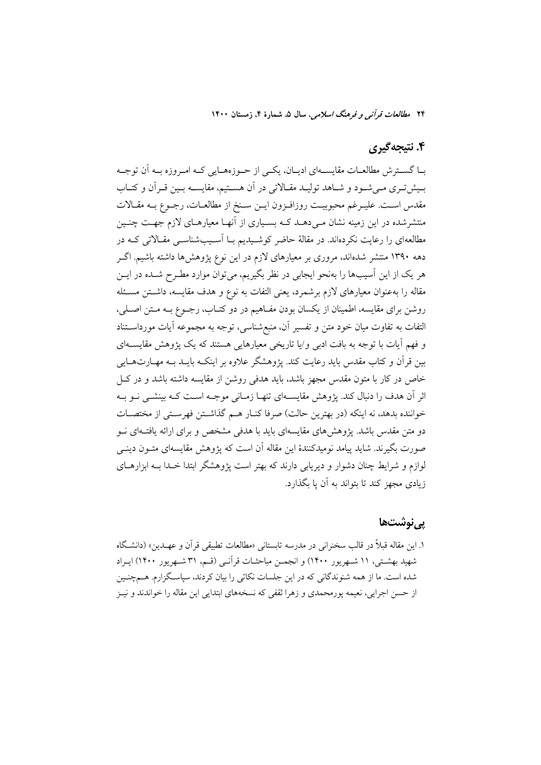## ۴. نتیجه‌گیری

با گسترش مطالعات مقایسه‌ای ادیان، یکی از حوزه‌هایی که امروزه به آن توجه بیش‌تری می‌شود و شاهد تولید مقالاتی در آن هستیم، مقایسه بین قرآن و کتاب مقدس است. علی‌رغم محبوبیت روزافزون این سنخ از مطالعات، رجوع به مقالات منتشرشده در این زمینه نشان می‌دهد که بسیاری از آنها معیارهای لازم جهت چنین مطالعه‌ای را رعایت نکرده‌اند. در مقالهٔ حاضر کوشیدیم با آسیب‌شناسی مقالاتی که در دهه ۱۳۹۰ منتشر شده‌اند، مروری بر معیارهای لازم در این نوع پژوهش‌ها داشته باشیم. اگر هر یک از این آسیب‌ها را به‌نحو ایجابی در نظر بگیریم، می‌توان موارد مطرح شده در این مقاله را به‌عنوان معیارهای لازم برشمرد، یعنی التفات به نوع و هدف مقایسه، داشتن مسئله روشن برای مقایسه، اطمینان از یکسان بودن مفاهیم در دو کتاب، رجوع به متن اصلی، التفات به تفاوت میان خود متن و تفسیر آن، منبع‌شناسی، توجه به مجموعه آیات مورداستناد و فهم آیات با توجه به بافت ادبی و/یا تاریخی معیارهایی هستند که یک پژوهش مقایسه‌ای بین قرآن و کتاب مقدس باید رعایت کند. پژوهشگر علاوه بر اینکه باید به مهارت‌هایی خاص در کار با متون مقدس مجهز باشد، باید هدفی روشن از مقایسه داشته باشد و در کل اثر آن هدف را دنبال کند. پژوهش مقایسه‌ای تنها زمانی موجه است که بینشی نو به خواننده بدهد، نه اینکه (در بهترین حالت) صرفا کنار هم گذاشتن فهرستی از مختصات دو متن مقدس باشد. پژوهش‌های مقایسه‌ای باید با هدفی مشخص و برای ارائه یافته‌ای نو صورت بگیرند. شاید پیامد نومیدکنندهٔ این مقاله آن است که پژوهش مقایسه‌ای متون دینی لوازم و شرایط چنان دشوار و دیریابی دارند که بهتر است پژوهشگر ابتدا خدا به ابزارهای زیادی مجهز کند تا بتواند به آن پا بگذارد.

## پی‌نوشت‌ها

۱. این مقاله قبلاً در قالب سخنرانی در مدرسه تابستانی «مطالعات تطبیقی قرآن و عهدین» (دانشگاه شهید بهشتی، ۱۱ شهریور ۱۴۰۰) و انجمن مباحثات قرآنی (قم، ۳۱ شهریور ۱۴۰۰) ایراد شده است. ما از همه شنوندگانی که در این جلسات نکاتی را بیان کردند، سپاسگزارم. همچنین از حسن اجرایی، نعیمه پورمحمدی و زهرا ثقفی که نسخه‌های ابتدایی این مقاله را خواندند و نیز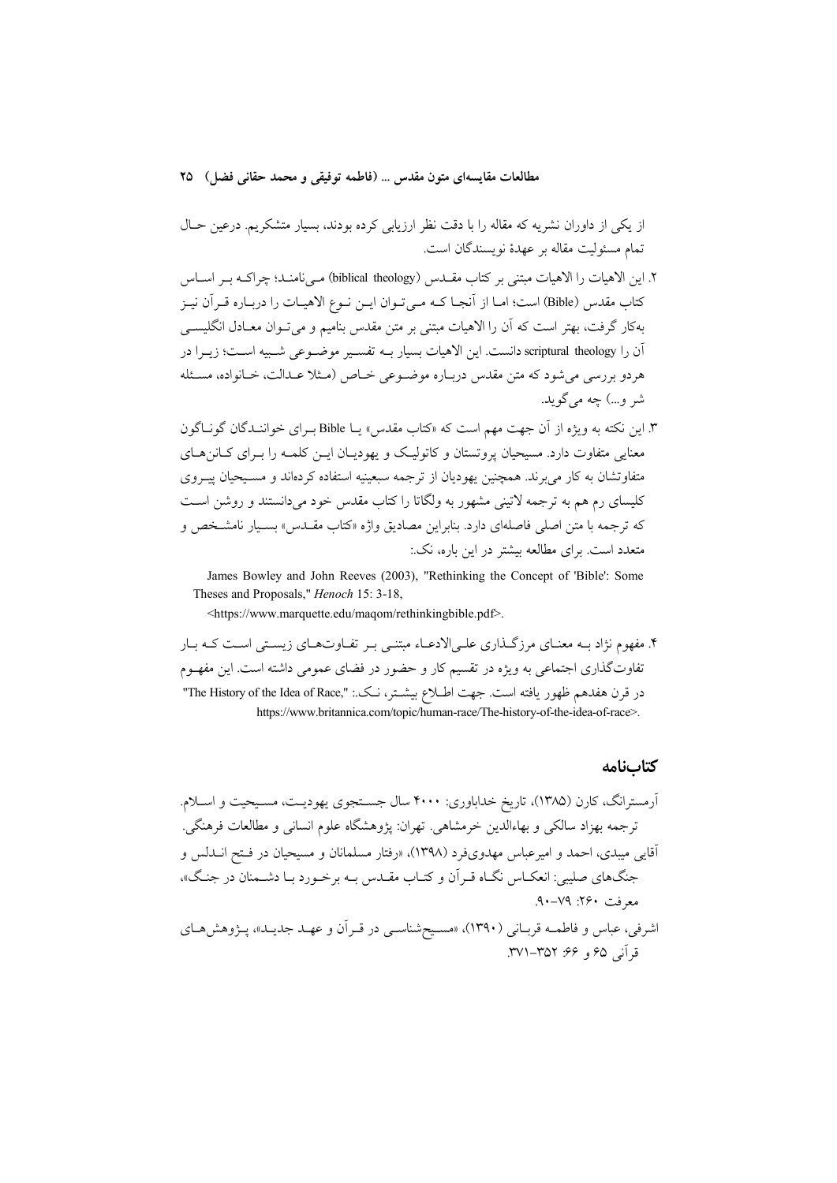از یکی از داوران نشریه که مقاله را با دقت نظر ارزیابی کرده بودند، بسیار متشکریم. درعین حال تمام مسئولیت مقاله بر عهدهٔ نویسندگان است.

۲. این الاهیات را الاهیات مبتنی بر کتاب مقدس (biblical theology) می‌نامند؛ چراکه بر اساس کتاب مقدس (Bible) است؛ اما از آنجا که می‌توان این نوع الاهیات را دربارهٔ قرآن نیز به‌کار گرفت، بهتر است که آن را الاهیات مبتنی بر متن مقدس بنامیم و می‌توان معادل انگلیسی آن را scriptural theology دانست. این الاهیات بسیار به تفسیر موضوعی شبیه است؛ زیرا در هردو بررسی می‌شود که متن مقدس دربارهٔ موضوعی خاص (مثلا عدالت، خانواده، مسئله شر و...) چه می‌گوید.

۳. این نکته به ویژه از آن جهت مهم است که «کتاب مقدس» یا Bible برای خوانندگان گوناگون معنایی متفاوت دارد. مسیحیان پروتستان و کاتولیک و یهودیان این کلمه را برای کانن‌های متفاوتشان به کار می‌برند. همچنین یهودیان از ترجمه سبعینیه استفاده کرده‌اند و مسیحیان پیروی کلیسای رم هم به ترجمه لاتینی مشهور به ولگاتا را کتاب مقدس خود می‌دانستند و روشن است که ترجمه با متن اصلی فاصله‌ای دارد. بنابراین مصادیق واژه «کتاب مقدس» بسیار نامشخص و متعدد است. برای مطالعه بیشتر در این باره، نک.:

James Bowley and John Reeves (2003), "Rethinking the Concept of 'Bible': Some Theses and Proposals," *Henoch* 15: 3-18, <https://www.marquette.edu/maqom/rethinkingbible.pdf>.

۴. مفهوم نژاد به معنای مرزگذاری علی‌الادعاء مبتنی بر تفاوت‌های زیستی است که بار تفاوت‌گذاری اجتماعی به ویژه در تقسیم کار و حضور در فضای عمومی داشته است. این مفهوم در قرن هفدهم ظهور یافته است. جهت اطلاع بیشتر، نک.: "The History of the Idea of Race," https://www.britannica.com/topic/human-race/The-history-of-the-idea-of-race>.

## کتاب‌نامه

آرمسترانگ، کارن (۱۳۸۵)، تاریخ خداباوری: ۴۰۰۰ سال جستجوی یهودیت، مسیحیت و اسلام. ترجمه بهزاد سالکی و بهاءالدین خرمشاهی. تهران: پژوهشگاه علوم انسانی و مطالعات فرهنگی.

آقایی میبدی، احمد و امیرعباس مهدوی‌فرد (۱۳۹۸)، «رفتار مسلمانان و مسیحیان در فتح اندلس و جنگ‌های صلیبی: انعکاس نگاه قرآن و کتاب مقدس به برخورد با دشمنان در جنگ»، معرفت ۲۶۰: ۷۹-۹۰.

اشرفی، عباس و فاطمه قربانی (۱۳۹۰)، «مسیح‌شناسی در قرآن و عهد جدید»، پژوهش‌های قرآنی ۶۵ و ۶۶: ۳۵۲-۳۷۱.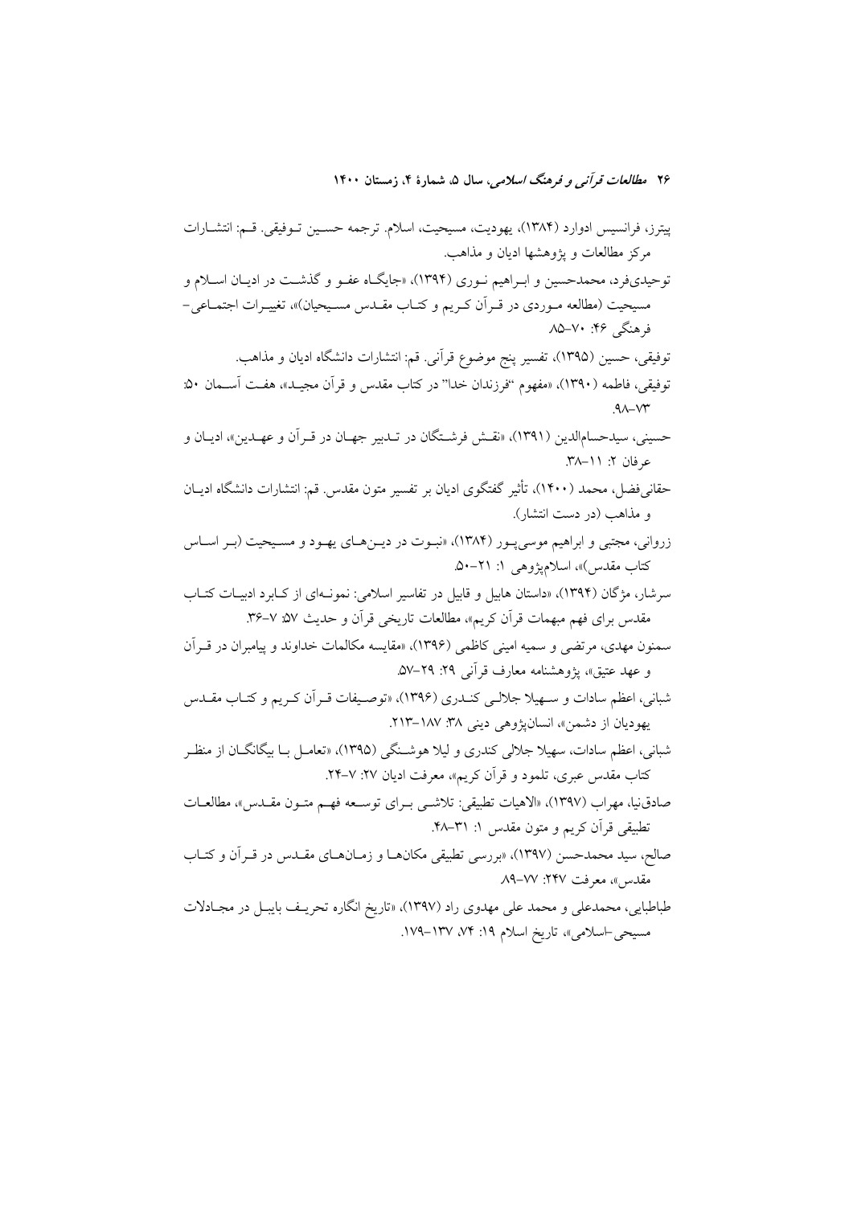پیترز، فرانسیس ادوارد (۱۳۸۴)، یهودیت، مسیحیت، اسلام. ترجمه حسین توفیقی. قم: انتشارات مرکز مطالعات و پژوهشها ادیان و مذاهب.

توحیدی‌فرد، محمدحسین و ابراهیم نوری (۱۳۹۴)، «جایگاه عفو و گذشت در ادیان اسلام و مسیحیت (مطالعه موردی در قرآن کریم و کتاب مقدس مسیحیان)»، تغییرات اجتماعی-فرهنگی ۴۶: ۷۰-۸۵.

توفیقی، حسین (۱۳۹۵)، تفسیر پنج موضوع قرآنی. قم: انتشارات دانشگاه ادیان و مذاهب.

توفیقی، فاطمه (۱۳۹۰)، «مفهوم "فرزندان خدا" در کتاب مقدس و قرآن مجید»، هفت آسمان ۵۰: ۷۳-۹۸.

حسینی، سیدحسام‌الدین (۱۳۹۱)، «نقش فرشتگان در تدبیر جهان در قرآن و عهدین»، ادیان و عرفان ۲: ۱۱-۳۸.

حقانی‌فضل، محمد (۱۴۰۰)، تأثیر گفتگوی ادیان بر تفسیر متون مقدس. قم: انتشارات دانشگاه ادیان و مذاهب (در دست انتشار).

زروانی، مجتبی و ابراهیم موسی‌پور (۱۳۸۴)، «نبوت در دین‌های یهود و مسیحیت (بر اساس کتاب مقدس)»، اسلام‌پژوهی ۱: ۲۱-۵۰.

سرشار، مژگان (۱۳۹۴)، «داستان هابیل و قابیل در تفاسیر اسلامی: نمونه‌ای از کابرد ادبیات کتاب مقدس برای فهم مبهمات قرآن کریم»، مطالعات تاریخی قرآن و حدیث ۵۷: ۷-۳۶.

سمنون مهدی، مرتضی و سمیه امینی کاظمی (۱۳۹۶)، «مقایسه مکالمات خداوند و پیامبران در قرآن و عهد عتیق»، پژوهشنامه معارف قرآنی ۲۹: ۲۹-۵۷.

شبانی، اعظم سادات و سهیلا جلالی کندری (۱۳۹۶)، «توصیفات قرآن کریم و کتاب مقدس یهودیان از دشمن»، انسان‌پژوهی دینی ۳۸: ۱۸۷-۲۱۳.

شبانی، اعظم سادات، سهیلا جلالی کندری و لیلا هوشنگی (۱۳۹۵)، «تعامل با بیگانگان از منظر کتاب مقدس عبری، تلمود و قرآن کریم»، معرفت ادیان ۲۷: ۷-۲۴.

صادق‌نیا، مهراب (۱۳۹۷)، «الاهیات تطبیقی: تلاشی برای توسعه فهم متون مقدس»، مطالعات تطبیقی قرآن کریم و متون مقدس ۱: ۳۱-۴۸.

صالح، سید محمدحسن (۱۳۹۷)، «بررسی تطبیقی مکان‌ها و زمان‌های مقدس در قرآن و کتاب مقدس»، معرفت ۲۴۷: ۷۷-۸۹.

طباطبایی، محمدعلی و محمد علی مهدوی راد (۱۳۹۷)، «تاریخ انگاره تحریف بایبل در مجادلات مسیحی-اسلامی»، تاریخ اسلام ۱۹: ۷۴، ۱۳۷-۱۷۹.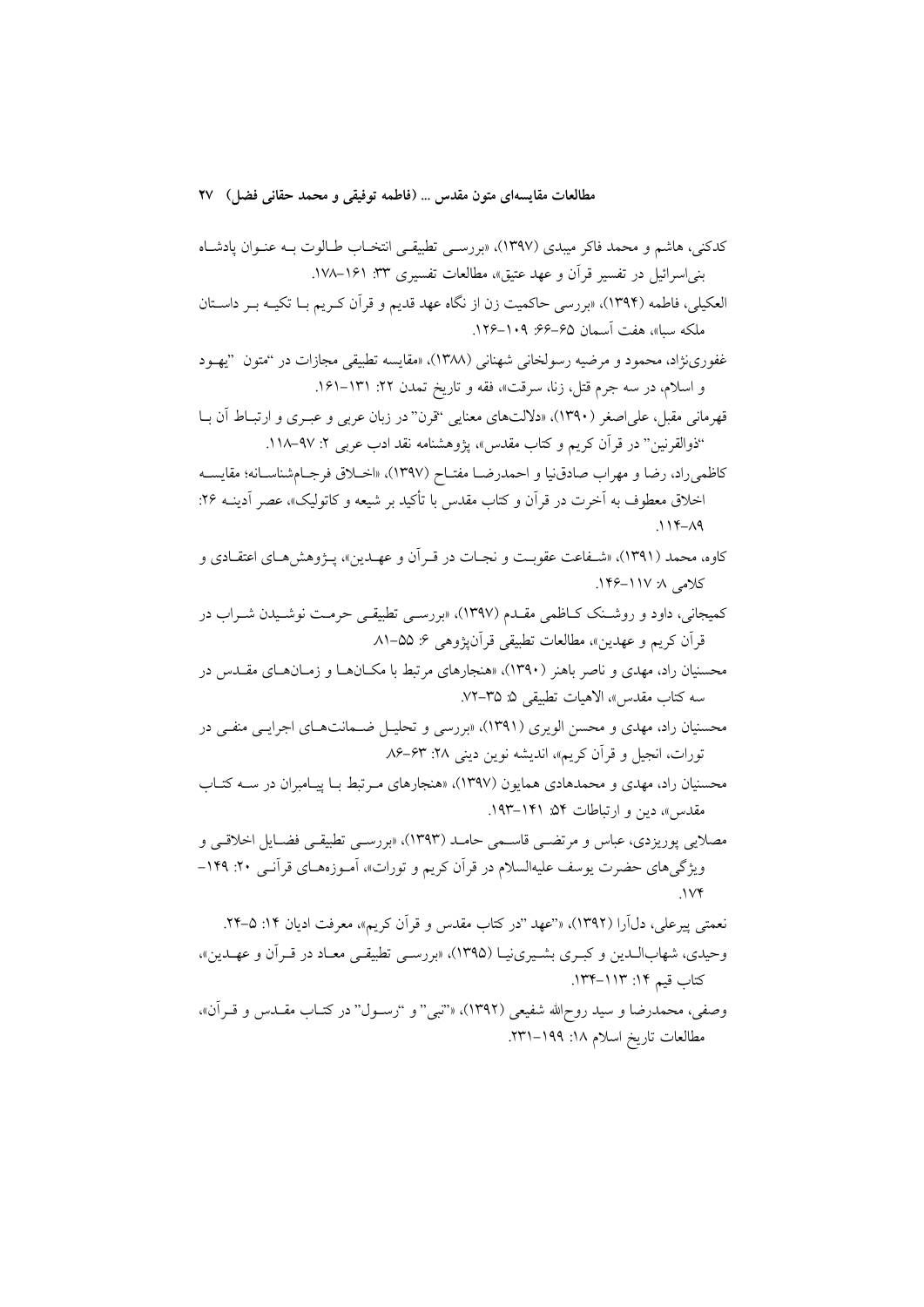کدکنی، هاشم و محمد فاکر میبدی (۱۳۹۷)، «بررسی تطبیقی انتخاب طالوت به عنوان پادشاه بنی‌اسرائیل در تفسیر قرآن و عهد عتیق»، مطالعات تفسیری ۳۳: ۱۶۱–۱۷۸.

العکیلی، فاطمه (۱۳۹۴)، «بررسی حاکمیت زن از نگاه عهد قدیم و قرآن کریم با تکیه بر داستان ملکه سبا»، هفت آسمان ۶۵–۶۶: ۱۰۹–۱۲۶.

غفوری‌نژاد، محمود و مرضیه رسولخانی شهنانی (۱۳۸۸)، «مقایسه تطبیقی مجازات در "متون "یهود و اسلام، در سه جرم قتل، زنا، سرقت»، فقه و تاریخ تمدن ۲۲: ۱۳۱–۱۶۱.

قهرمانی مقبل، علی‌اصغر (۱۳۹۰)، «دلالت‌های معنایی "قرن" در زبان عربی و عبری و ارتباط آن با "ذوالقرنین" در قرآن کریم و کتاب مقدس»، پژوهشنامه نقد ادب عربی ۲: ۹۷–۱۱۸.

کاظمی‌راد، رضا و مهراب صادق‌نیا و احمدرضا مفتاح (۱۳۹۷)، «اخلاق فرجام‌شناسانه؛ مقایسه اخلاق معطوف به آخرت در قرآن و کتاب مقدس با تأکید بر شیعه و کاتولیک»، عصر آدینه ۲۶: ۸۹–۱۱۴.

کاوه، محمد (۱۳۹۱)، «شفاعت عقوبت و نجات در قرآن و عهدین»، پژوهش‌های اعتقادی و کلامی ۸: ۱۱۷–۱۴۶.

کمیجانی، داود و روشنک کاظمی مقدم (۱۳۹۷)، «بررسی تطبیقی حرمت نوشیدن شراب در قرآن کریم و عهدین»، مطالعات تطبیقی قرآن‌پژوهی ۶: ۵۵–۸۱.

محسنیان راد، مهدی و ناصر باهنر (۱۳۹۰)، «هنجارهای مرتبط با مکان‌ها و زمان‌های مقدس در سه کتاب مقدس»، الاهیات تطبیقی ۵: ۳۵–۷۲.

محسنیان راد، مهدی و محسن الویری (۱۳۹۱)، «بررسی و تحلیل ضمانت‌های اجرایی منفی در تورات، انجیل و قرآن کریم»، اندیشه نوین دینی ۲۸: ۶۳–۸۶.

محسنیان راد، مهدی و محمدهادی همایون (۱۳۹۷)، «هنجارهای مرتبط با پیامبران در سه کتاب مقدس»، دین و ارتباطات ۵۴: ۱۴۱–۱۹۳.

مصلایی پوریزدی، عباس و مرتضی قاسمی حامد (۱۳۹۳)، «بررسی تطبیقی فضایل اخلاقی و ویژگی‌های حضرت یوسف علیه‌السلام در قرآن کریم و تورات»، آموزه‌های قرآنی ۲۰: ۱۴۹–۱۷۴.

نعمتی پیرعلی، دل‌آرا (۱۳۹۲)، «"عهد "در کتاب مقدس و قرآن کریم»، معرفت ادیان ۱۴: ۵–۲۴.

وحیدی، شهاب‌الدین و کبری بشیری‌نیا (۱۳۹۵)، «بررسی تطبیقی معاد در قرآن و عهدین»، کتاب قیم ۱۴: ۱۱۳–۱۳۴.

وصفی، محمدرضا و سید روح‌الله شفیعی (۱۳۹۲)، «"نبی" و "رسول" در کتاب مقدس و قرآن»، مطالعات تاریخ اسلام ۱۸: ۱۹۹–۲۳۱.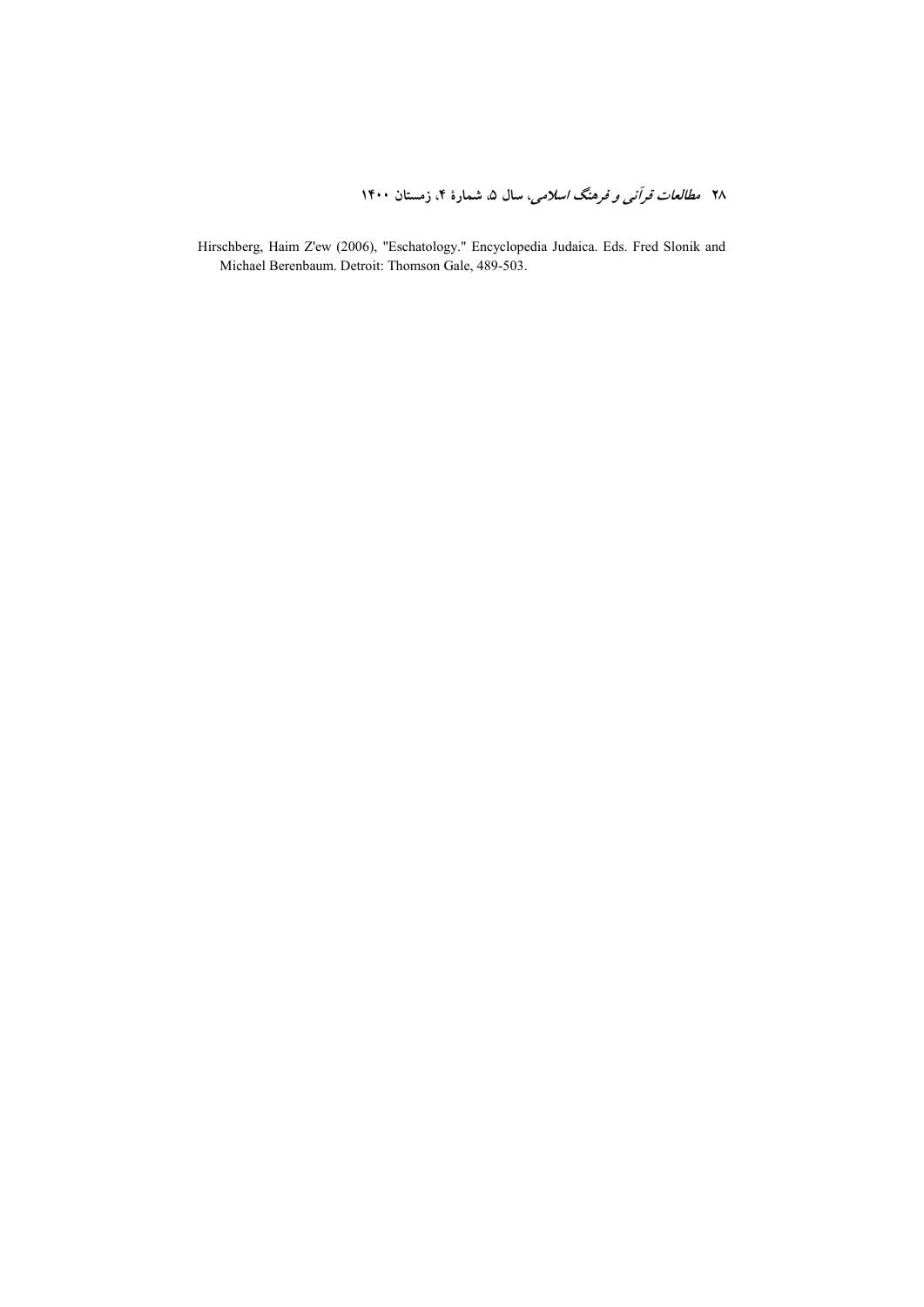Hirschberg, Haim Z'ew (2006), "Eschatology." Encyclopedia Judaica. Eds. Fred Slonik and Michael Berenbaum. Detroit: Thomson Gale, 489-503.